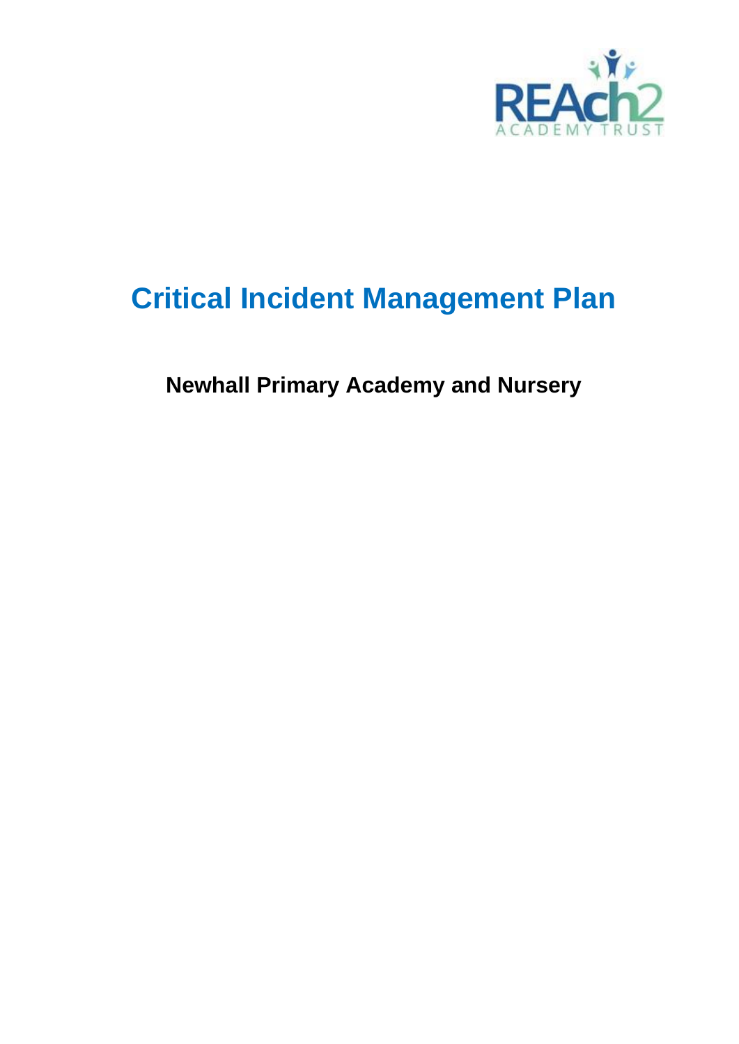# Critical Incident Management Plan

## Newhall Primary Academy and Nursery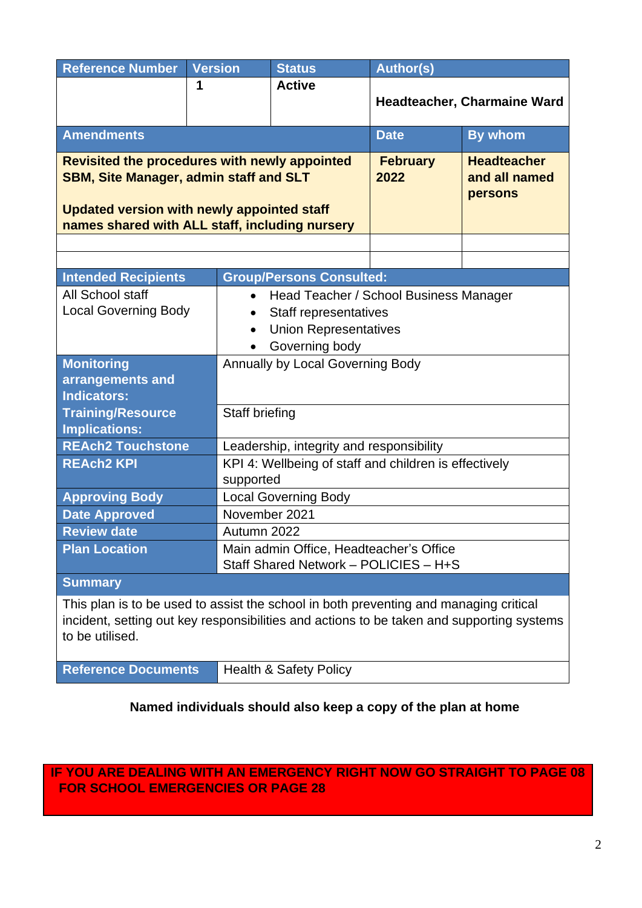| Reference Number | Version | Status | Author(s) | |
|---|---|---|---|---|
| | **1** | **Active** | **Headteacher, Charmaine Ward** | |
| **Amendments** | | | **Date** | **By whom** |
| **Revisited the procedures with newly appointed SBM, Site Manager, admin staff and SLT**<br><br>**Updated version with newly appointed staff names shared with ALL staff, including nursery** | | | **February 2022** | **Headteacher and all named persons** |
| | | | | |
| | | | | |

| Intended Recipients | Group/Persons Consulted: |
|---|---|
| All School staff<br>Local Governing Body | • Head Teacher / School Business Manager<br>• Staff representatives<br>• Union Representatives<br>• Governing body |
| **Monitoring arrangements and Indicators:** | Annually by Local Governing Body |
| **Training/Resource Implications:** | Staff briefing |
| **REAch2 Touchstone** | Leadership, integrity and responsibility |
| **REAch2 KPI** | KPI 4: Wellbeing of staff and children is effectively supported |
| **Approving Body** | Local Governing Body |
| **Date Approved** | November 2021 |
| **Review date** | Autumn 2022 |
| **Plan Location** | Main admin Office, Headteacher's Office<br>Staff Shared Network – POLICIES – H+S |
| **Summary** | |
| This plan is to be used to assist the school in both preventing and managing critical incident, setting out key responsibilities and actions to be taken and supporting systems to be utilised. | |
| **Reference Documents** | Health & Safety Policy |

**Named individuals should also keep a copy of the plan at home**

**IF YOU ARE DEALING WITH AN EMERGENCY RIGHT NOW GO STRAIGHT TO PAGE 08 FOR SCHOOL EMERGENCIES OR PAGE 28**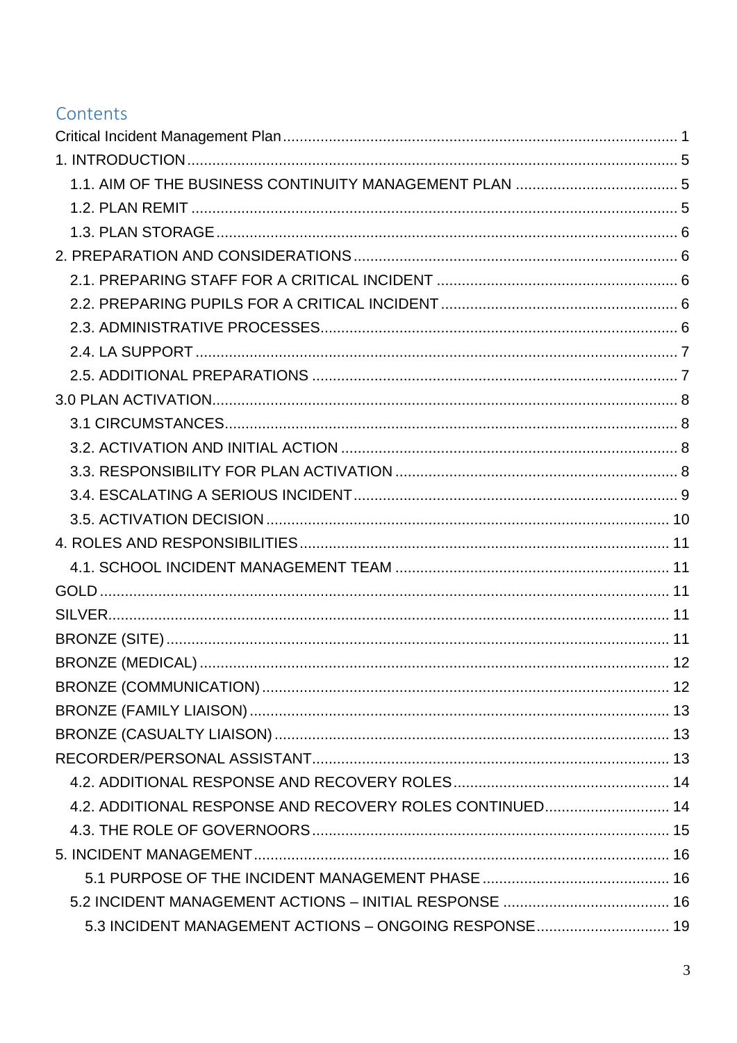## Contents

Critical Incident Management Plan ........................................................................................ 1

1. INTRODUCTION ................................................................................................................ 5

   1.1. AIM OF THE BUSINESS CONTINUITY MANAGEMENT PLAN ...................................... 5

   1.2. PLAN REMIT ................................................................................................................ 5

   1.3. PLAN STORAGE .......................................................................................................... 6

2. PREPARATION AND CONSIDERATIONS ........................................................................... 6

   2.1. PREPARING STAFF FOR A CRITICAL INCIDENT ......................................................... 6

   2.2. PREPARING PUPILS FOR A CRITICAL INCIDENT ........................................................ 6

   2.3. ADMINISTRATIVE PROCESSES .................................................................................... 6

   2.4. LA SUPPORT ................................................................................................................ 7

   2.5. ADDITIONAL PREPARATIONS ....................................................................................... 7

3.0 PLAN ACTIVATION ......................................................................................................... 8

   3.1 CIRCUMSTANCES .......................................................................................................... 8

   3.2. ACTIVATION AND INITIAL ACTION ............................................................................... 8

   3.3. RESPONSIBILITY FOR PLAN ACTIVATION .................................................................. 8

   3.4. ESCALATING A SERIOUS INCIDENT ............................................................................ 9

   3.5. ACTIVATION DECISION ............................................................................................... 10

4. ROLES AND RESPONSIBILITIES ..................................................................................... 11

   4.1. SCHOOL INCIDENT MANAGEMENT TEAM ................................................................. 11

GOLD ...................................................................................................................................... 11

SILVER .................................................................................................................................... 11

BRONZE (SITE) ....................................................................................................................... 11

BRONZE (MEDICAL) ............................................................................................................... 12

BRONZE (COMMUNICATION) ................................................................................................ 12

BRONZE (FAMILY LIAISON) ................................................................................................... 13

BRONZE (CASUALTY LIAISON) .............................................................................................. 13

RECORDER/PERSONAL ASSISTANT ..................................................................................... 13

   4.2. ADDITIONAL RESPONSE AND RECOVERY ROLES ................................................... 14

   4.2. ADDITIONAL RESPONSE AND RECOVERY ROLES CONTINUED ............................. 14

   4.3. THE ROLE OF GOVERNOORS .................................................................................... 15

5. INCIDENT MANAGEMENT ................................................................................................ 16

      5.1 PURPOSE OF THE INCIDENT MANAGEMENT PHASE ............................................ 16

   5.2 INCIDENT MANAGEMENT ACTIONS – INITIAL RESPONSE ........................................ 16

      5.3 INCIDENT MANAGEMENT ACTIONS – ONGOING RESPONSE ................................ 19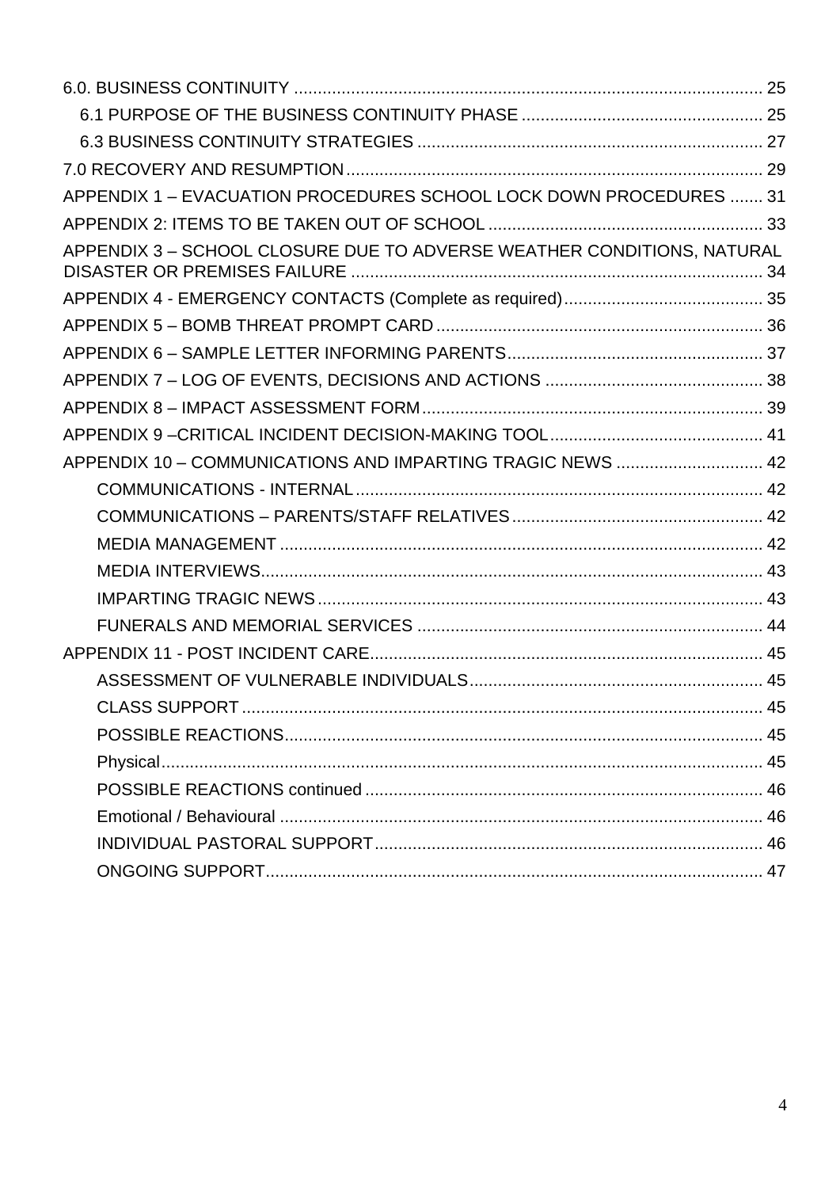6.0. BUSINESS CONTINUITY ..... 25

- 6.1 PURPOSE OF THE BUSINESS CONTINUITY PHASE ..... 25
- 6.3 BUSINESS CONTINUITY STRATEGIES ..... 27

7.0 RECOVERY AND RESUMPTION ..... 29

APPENDIX 1 – EVACUATION PROCEDURES SCHOOL LOCK DOWN PROCEDURES ..... 31

APPENDIX 2: ITEMS TO BE TAKEN OUT OF SCHOOL ..... 33

APPENDIX 3 – SCHOOL CLOSURE DUE TO ADVERSE WEATHER CONDITIONS, NATURAL DISASTER OR PREMISES FAILURE ..... 34

APPENDIX 4 - EMERGENCY CONTACTS (Complete as required) ..... 35

APPENDIX 5 – BOMB THREAT PROMPT CARD ..... 36

APPENDIX 6 – SAMPLE LETTER INFORMING PARENTS ..... 37

APPENDIX 7 – LOG OF EVENTS, DECISIONS AND ACTIONS ..... 38

APPENDIX 8 – IMPACT ASSESSMENT FORM ..... 39

APPENDIX 9 –CRITICAL INCIDENT DECISION-MAKING TOOL ..... 41

APPENDIX 10 – COMMUNICATIONS AND IMPARTING TRAGIC NEWS ..... 42

- COMMUNICATIONS - INTERNAL ..... 42
- COMMUNICATIONS – PARENTS/STAFF RELATIVES ..... 42
- MEDIA MANAGEMENT ..... 42
- MEDIA INTERVIEWS ..... 43
- IMPARTING TRAGIC NEWS ..... 43
- FUNERALS AND MEMORIAL SERVICES ..... 44

APPENDIX 11 - POST INCIDENT CARE ..... 45

- ASSESSMENT OF VULNERABLE INDIVIDUALS ..... 45
- CLASS SUPPORT ..... 45
- POSSIBLE REACTIONS ..... 45
- Physical ..... 45
- POSSIBLE REACTIONS continued ..... 46
- Emotional / Behavioural ..... 46
- INDIVIDUAL PASTORAL SUPPORT ..... 46
- ONGOING SUPPORT ..... 47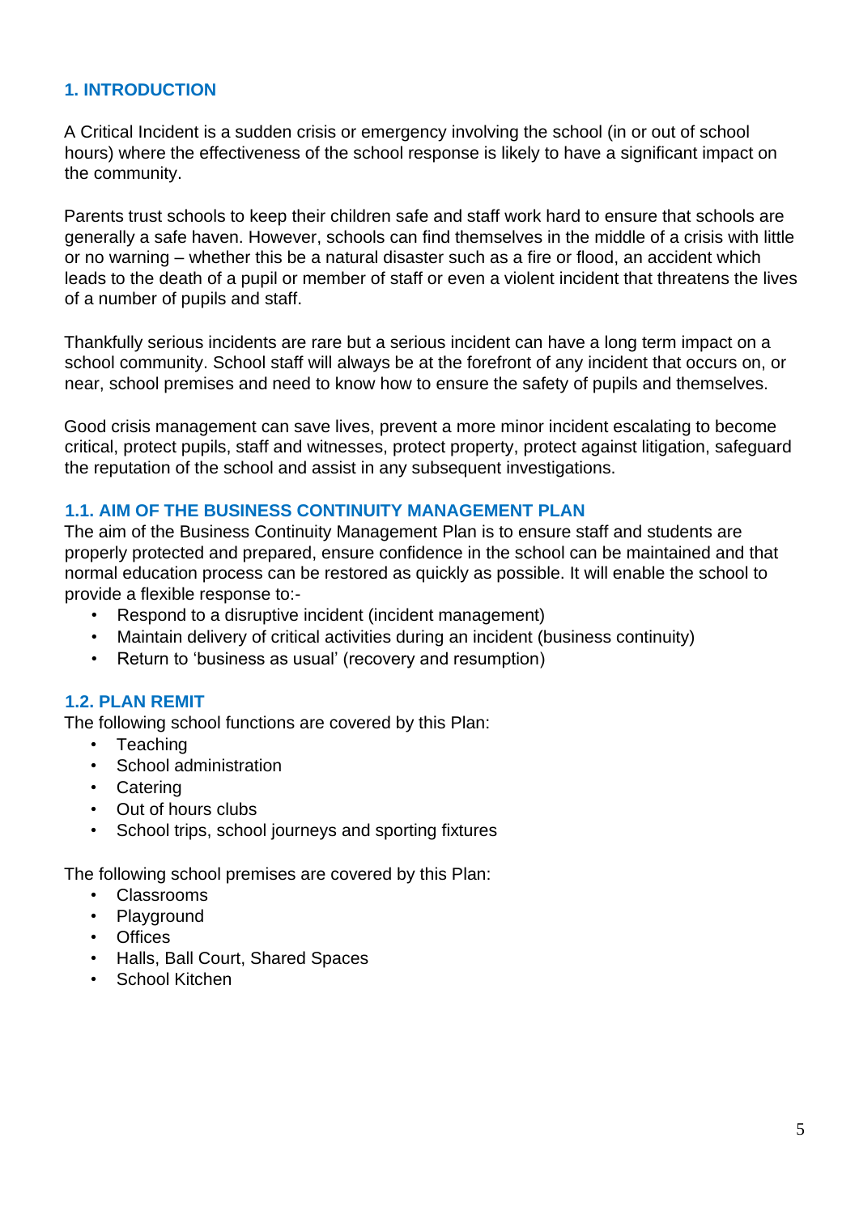## 1. INTRODUCTION

A Critical Incident is a sudden crisis or emergency involving the school (in or out of school hours) where the effectiveness of the school response is likely to have a significant impact on the community.

Parents trust schools to keep their children safe and staff work hard to ensure that schools are generally a safe haven. However, schools can find themselves in the middle of a crisis with little or no warning – whether this be a natural disaster such as a fire or flood, an accident which leads to the death of a pupil or member of staff or even a violent incident that threatens the lives of a number of pupils and staff.

Thankfully serious incidents are rare but a serious incident can have a long term impact on a school community. School staff will always be at the forefront of any incident that occurs on, or near, school premises and need to know how to ensure the safety of pupils and themselves.

Good crisis management can save lives, prevent a more minor incident escalating to become critical, protect pupils, staff and witnesses, protect property, protect against litigation, safeguard the reputation of the school and assist in any subsequent investigations.

### 1.1. AIM OF THE BUSINESS CONTINUITY MANAGEMENT PLAN

The aim of the Business Continuity Management Plan is to ensure staff and students are properly protected and prepared, ensure confidence in the school can be maintained and that normal education process can be restored as quickly as possible. It will enable the school to provide a flexible response to:-

- Respond to a disruptive incident (incident management)
- Maintain delivery of critical activities during an incident (business continuity)
- Return to 'business as usual' (recovery and resumption)

### 1.2. PLAN REMIT

The following school functions are covered by this Plan:

- Teaching
- School administration
- Catering
- Out of hours clubs
- School trips, school journeys and sporting fixtures

The following school premises are covered by this Plan:

- Classrooms
- Playground
- Offices
- Halls, Ball Court, Shared Spaces
- School Kitchen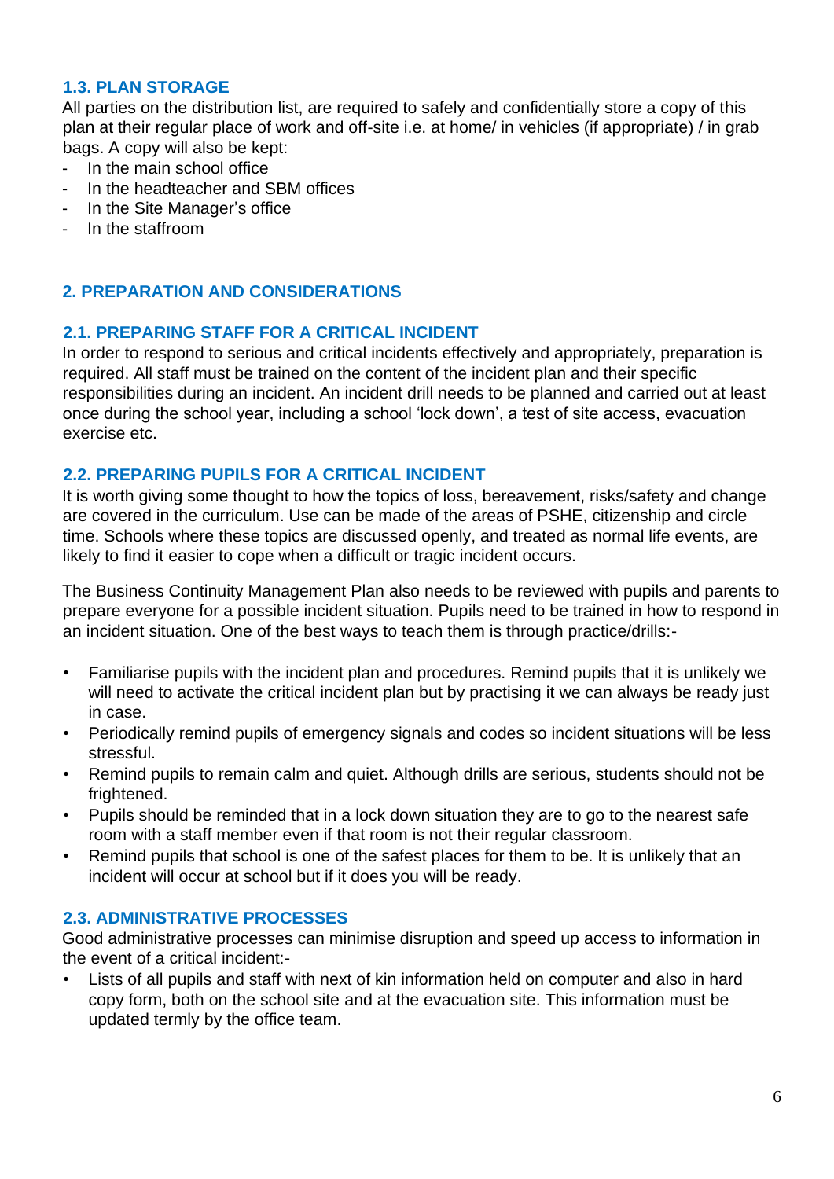### 1.3. PLAN STORAGE

All parties on the distribution list, are required to safely and confidentially store a copy of this plan at their regular place of work and off-site i.e. at home/ in vehicles (if appropriate) / in grab bags. A copy will also be kept:

- In the main school office
- In the headteacher and SBM offices
- In the Site Manager's office
- In the staffroom

## 2. PREPARATION AND CONSIDERATIONS

### 2.1. PREPARING STAFF FOR A CRITICAL INCIDENT

In order to respond to serious and critical incidents effectively and appropriately, preparation is required. All staff must be trained on the content of the incident plan and their specific responsibilities during an incident. An incident drill needs to be planned and carried out at least once during the school year, including a school 'lock down', a test of site access, evacuation exercise etc.

### 2.2. PREPARING PUPILS FOR A CRITICAL INCIDENT

It is worth giving some thought to how the topics of loss, bereavement, risks/safety and change are covered in the curriculum. Use can be made of the areas of PSHE, citizenship and circle time. Schools where these topics are discussed openly, and treated as normal life events, are likely to find it easier to cope when a difficult or tragic incident occurs.

The Business Continuity Management Plan also needs to be reviewed with pupils and parents to prepare everyone for a possible incident situation. Pupils need to be trained in how to respond in an incident situation. One of the best ways to teach them is through practice/drills:-

- Familiarise pupils with the incident plan and procedures. Remind pupils that it is unlikely we will need to activate the critical incident plan but by practising it we can always be ready just in case.
- Periodically remind pupils of emergency signals and codes so incident situations will be less stressful.
- Remind pupils to remain calm and quiet. Although drills are serious, students should not be frightened.
- Pupils should be reminded that in a lock down situation they are to go to the nearest safe room with a staff member even if that room is not their regular classroom.
- Remind pupils that school is one of the safest places for them to be. It is unlikely that an incident will occur at school but if it does you will be ready.

### 2.3. ADMINISTRATIVE PROCESSES

Good administrative processes can minimise disruption and speed up access to information in the event of a critical incident:-

- Lists of all pupils and staff with next of kin information held on computer and also in hard copy form, both on the school site and at the evacuation site. This information must be updated termly by the office team.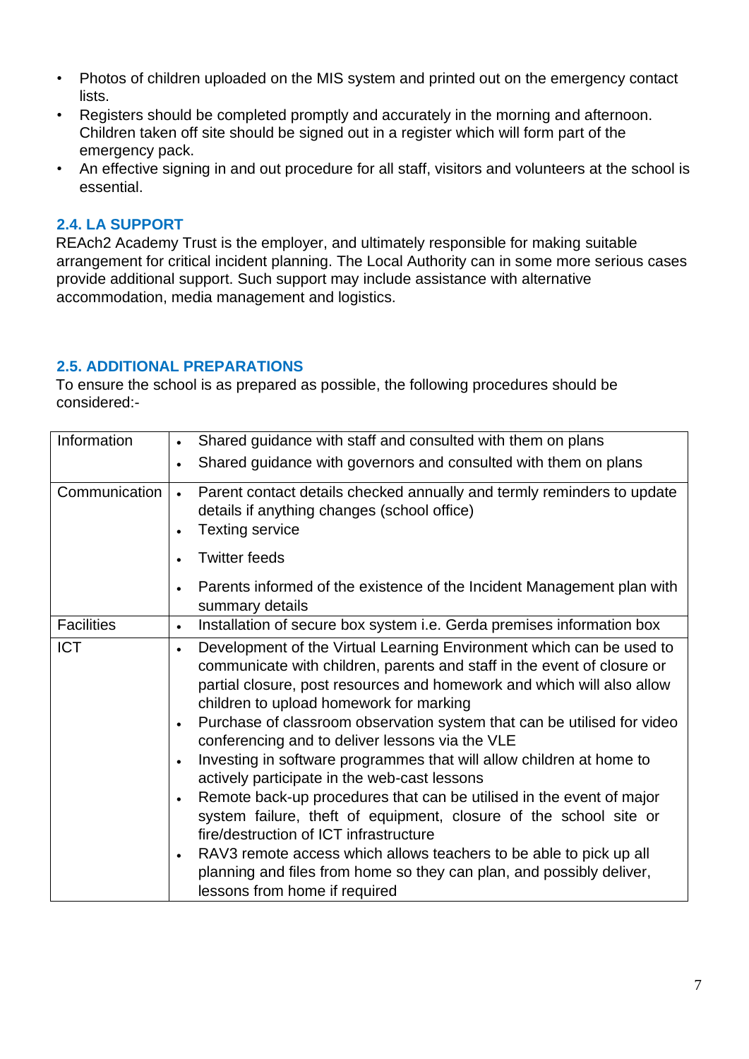- Photos of children uploaded on the MIS system and printed out on the emergency contact lists.
- Registers should be completed promptly and accurately in the morning and afternoon. Children taken off site should be signed out in a register which will form part of the emergency pack.
- An effective signing in and out procedure for all staff, visitors and volunteers at the school is essential.

### 2.4. LA SUPPORT

REAch2 Academy Trust is the employer, and ultimately responsible for making suitable arrangement for critical incident planning. The Local Authority can in some more serious cases provide additional support. Such support may include assistance with alternative accommodation, media management and logistics.

### 2.5. ADDITIONAL PREPARATIONS

To ensure the school is as prepared as possible, the following procedures should be considered:-

| | |
|---|---|
| Information | • Shared guidance with staff and consulted with them on plans<br>• Shared guidance with governors and consulted with them on plans |
| Communication | • Parent contact details checked annually and termly reminders to update details if anything changes (school office)<br>• Texting service<br>• Twitter feeds<br>• Parents informed of the existence of the Incident Management plan with summary details |
| Facilities | • Installation of secure box system i.e. Gerda premises information box |
| ICT | • Development of the Virtual Learning Environment which can be used to communicate with children, parents and staff in the event of closure or partial closure, post resources and homework and which will also allow children to upload homework for marking<br>• Purchase of classroom observation system that can be utilised for video conferencing and to deliver lessons via the VLE<br>• Investing in software programmes that will allow children at home to actively participate in the web-cast lessons<br>• Remote back-up procedures that can be utilised in the event of major system failure, theft of equipment, closure of the school site or fire/destruction of ICT infrastructure<br>• RAV3 remote access which allows teachers to be able to pick up all planning and files from home so they can plan, and possibly deliver, lessons from home if required |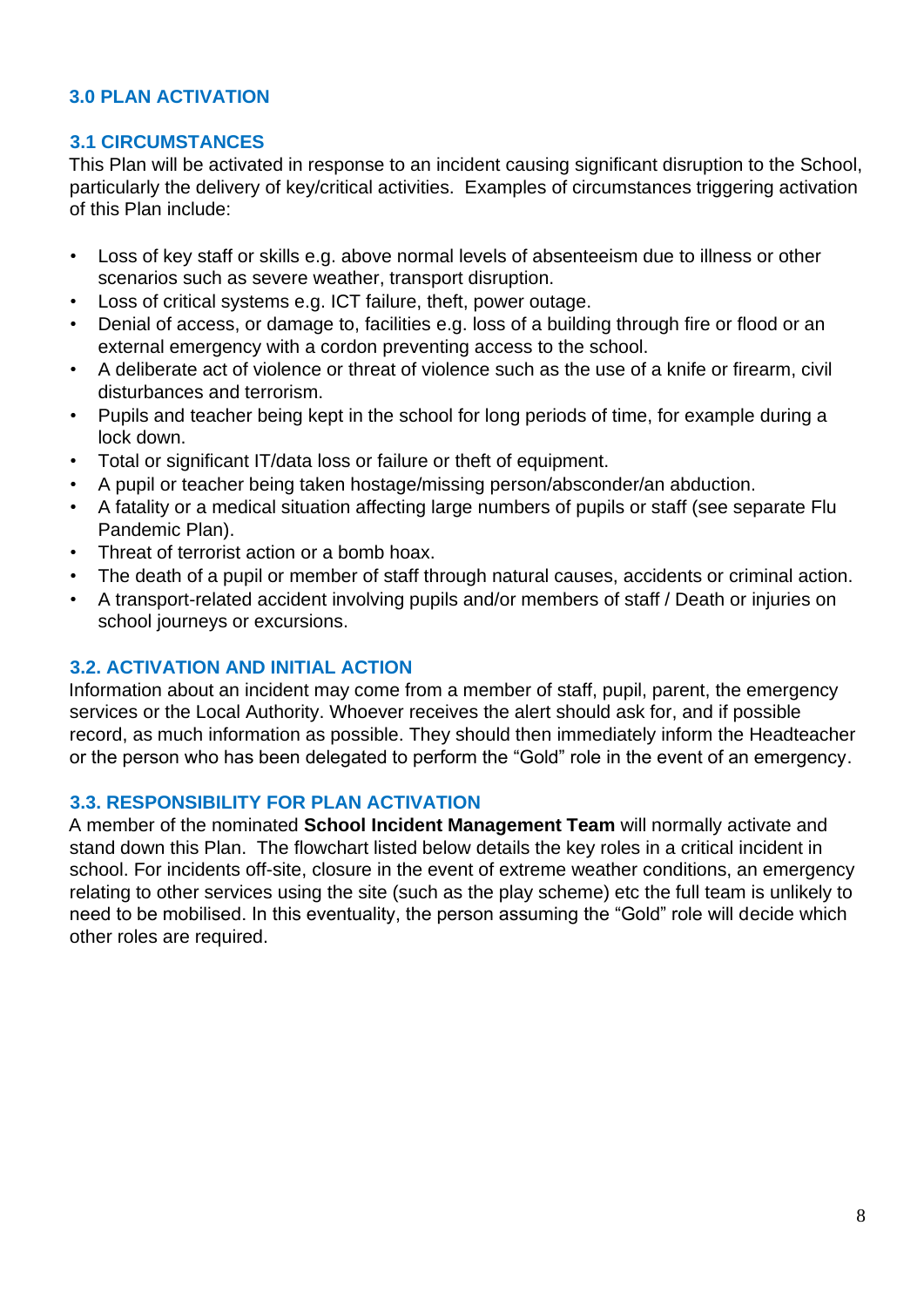## 3.0 PLAN ACTIVATION

### 3.1 CIRCUMSTANCES

This Plan will be activated in response to an incident causing significant disruption to the School, particularly the delivery of key/critical activities. Examples of circumstances triggering activation of this Plan include:

- Loss of key staff or skills e.g. above normal levels of absenteeism due to illness or other scenarios such as severe weather, transport disruption.
- Loss of critical systems e.g. ICT failure, theft, power outage.
- Denial of access, or damage to, facilities e.g. loss of a building through fire or flood or an external emergency with a cordon preventing access to the school.
- A deliberate act of violence or threat of violence such as the use of a knife or firearm, civil disturbances and terrorism.
- Pupils and teacher being kept in the school for long periods of time, for example during a lock down.
- Total or significant IT/data loss or failure or theft of equipment.
- A pupil or teacher being taken hostage/missing person/absconder/an abduction.
- A fatality or a medical situation affecting large numbers of pupils or staff (see separate Flu Pandemic Plan).
- Threat of terrorist action or a bomb hoax.
- The death of a pupil or member of staff through natural causes, accidents or criminal action.
- A transport-related accident involving pupils and/or members of staff / Death or injuries on school journeys or excursions.

### 3.2. ACTIVATION AND INITIAL ACTION

Information about an incident may come from a member of staff, pupil, parent, the emergency services or the Local Authority. Whoever receives the alert should ask for, and if possible record, as much information as possible. They should then immediately inform the Headteacher or the person who has been delegated to perform the "Gold" role in the event of an emergency.

### 3.3. RESPONSIBILITY FOR PLAN ACTIVATION

A member of the nominated **School Incident Management Team** will normally activate and stand down this Plan. The flowchart listed below details the key roles in a critical incident in school. For incidents off-site, closure in the event of extreme weather conditions, an emergency relating to other services using the site (such as the play scheme) etc the full team is unlikely to need to be mobilised. In this eventuality, the person assuming the "Gold" role will decide which other roles are required.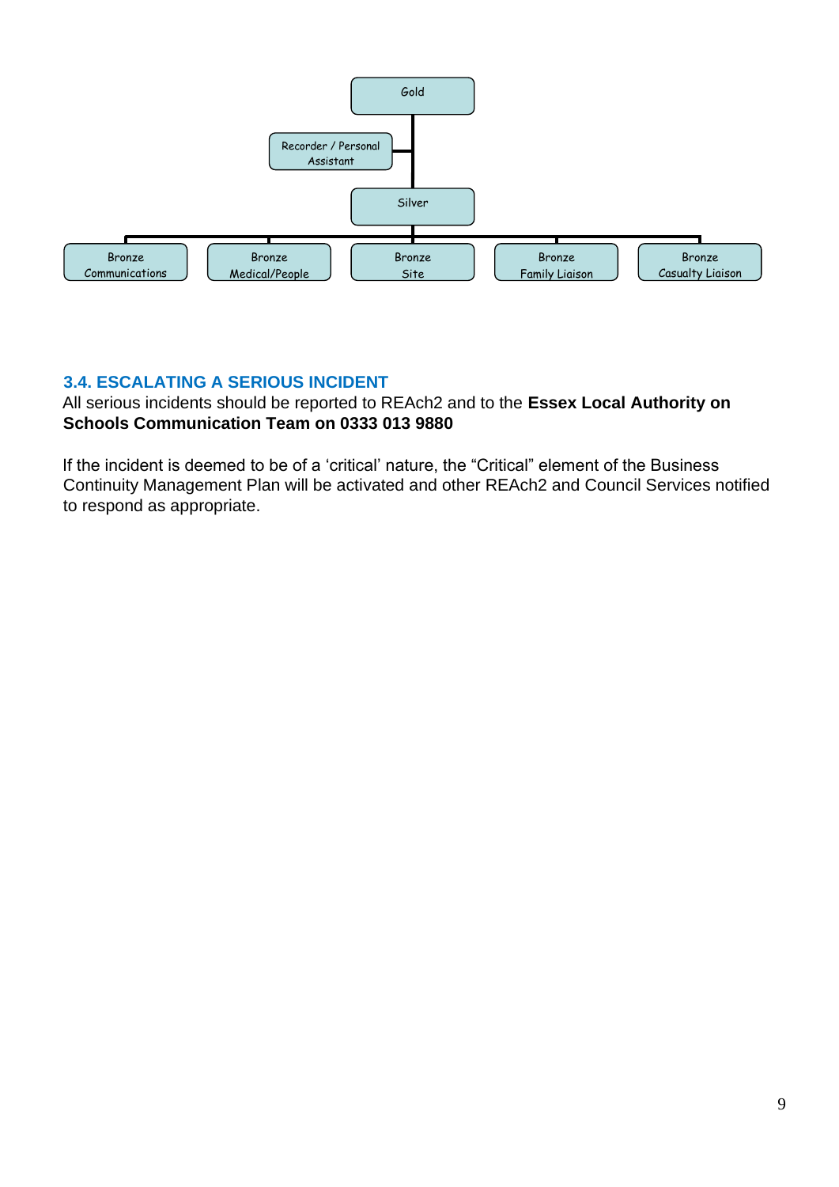Gold

Recorder / Personal Assistant

Silver

Bronze Communications

Bronze Medical/People

Bronze Site

Bronze Family Liaison

Bronze Casualty Liaison

### 3.4. ESCALATING A SERIOUS INCIDENT

All serious incidents should be reported to REAch2 and to the **Essex Local Authority on Schools Communication Team on 0333 013 9880**

If the incident is deemed to be of a 'critical' nature, the "Critical" element of the Business Continuity Management Plan will be activated and other REAch2 and Council Services notified to respond as appropriate.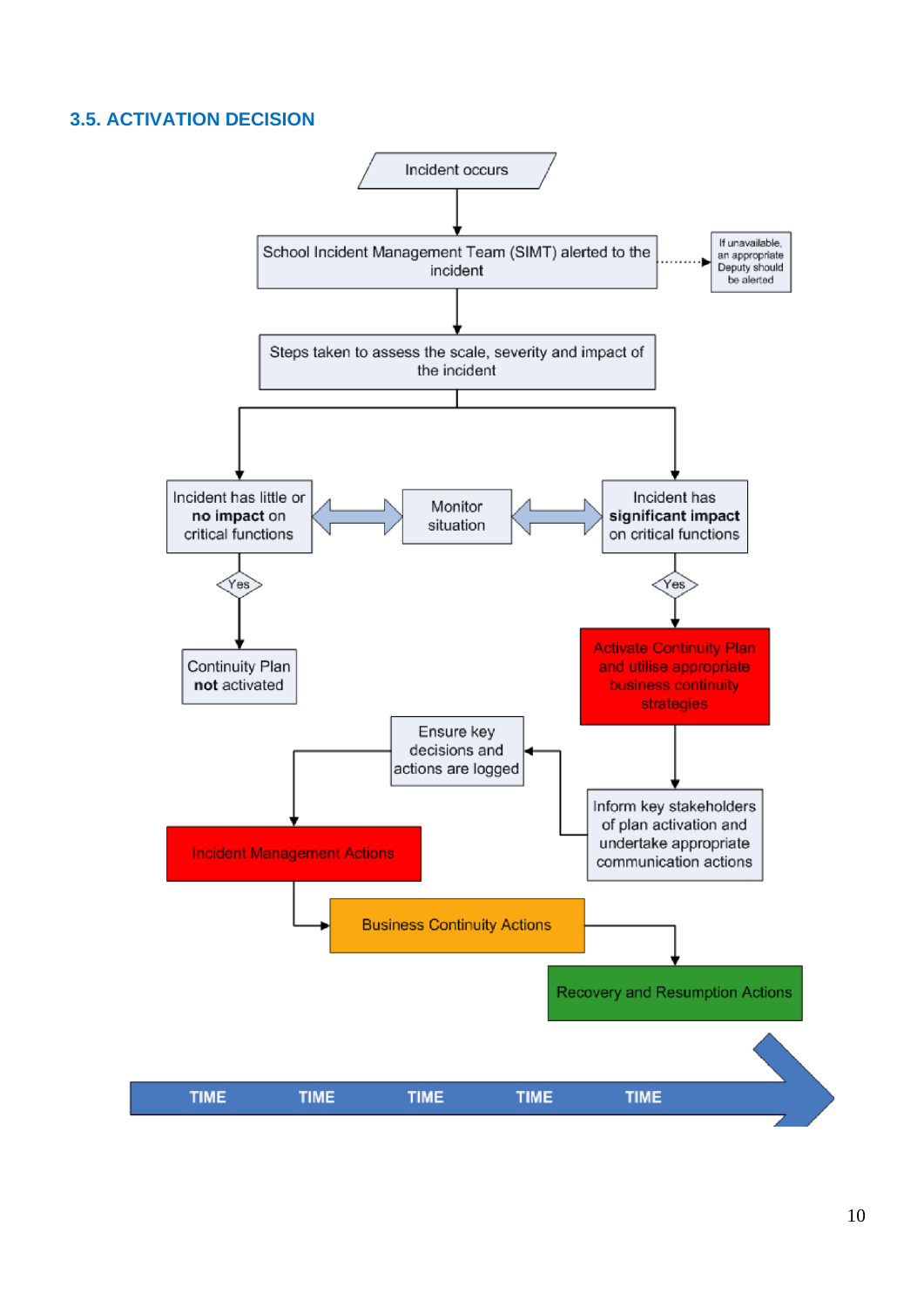## 3.5. ACTIVATION DECISION

Incident occurs

School Incident Management Team (SIMT) alerted to the incident

If unavailable, an appropriate Deputy should be alerted

Steps taken to assess the scale, severity and impact of the incident

Incident has little or **no impact** on critical functions

Monitor situation

Incident has **significant impact** on critical functions

Yes

Continuity Plan **not** activated

Yes

Activate Continuity Plan and utilise appropriate business continuity strategies

Ensure key decisions and actions are logged

Inform key stakeholders of plan activation and undertake appropriate communication actions

Incident Management Actions

Business Continuity Actions

Recovery and Resumption Actions

TIME TIME TIME TIME TIME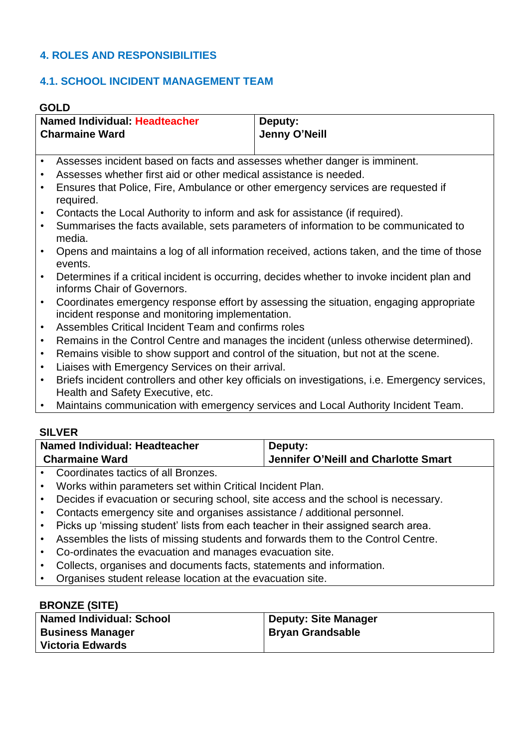## 4. ROLES AND RESPONSIBILITIES

### 4.1. SCHOOL INCIDENT MANAGEMENT TEAM

**GOLD**

| **Named Individual: Headteacher**<br>**Charmaine Ward** | **Deputy:**<br>**Jenny O'Neill** |
|---|---|

- Assesses incident based on facts and assesses whether danger is imminent.
- Assesses whether first aid or other medical assistance is needed.
- Ensures that Police, Fire, Ambulance or other emergency services are requested if required.
- Contacts the Local Authority to inform and ask for assistance (if required).
- Summarises the facts available, sets parameters of information to be communicated to media.
- Opens and maintains a log of all information received, actions taken, and the time of those events.
- Determines if a critical incident is occurring, decides whether to invoke incident plan and informs Chair of Governors.
- Coordinates emergency response effort by assessing the situation, engaging appropriate incident response and monitoring implementation.
- Assembles Critical Incident Team and confirms roles
- Remains in the Control Centre and manages the incident (unless otherwise determined).
- Remains visible to show support and control of the situation, but not at the scene.
- Liaises with Emergency Services on their arrival.
- Briefs incident controllers and other key officials on investigations, i.e. Emergency services, Health and Safety Executive, etc.
- Maintains communication with emergency services and Local Authority Incident Team.

**SILVER**

| **Named Individual: Headteacher**<br>**Charmaine Ward** | **Deputy:**<br>**Jennifer O'Neill and Charlotte Smart** |
|---|---|

- Coordinates tactics of all Bronzes.
- Works within parameters set within Critical Incident Plan.
- Decides if evacuation or securing school, site access and the school is necessary.
- Contacts emergency site and organises assistance / additional personnel.
- Picks up 'missing student' lists from each teacher in their assigned search area.
- Assembles the lists of missing students and forwards them to the Control Centre.
- Co-ordinates the evacuation and manages evacuation site.
- Collects, organises and documents facts, statements and information.
- Organises student release location at the evacuation site.

**BRONZE (SITE)**

| **Named Individual: School Business Manager**<br>**Victoria Edwards** | **Deputy: Site Manager**<br>**Bryan Grandsable** |
|---|---|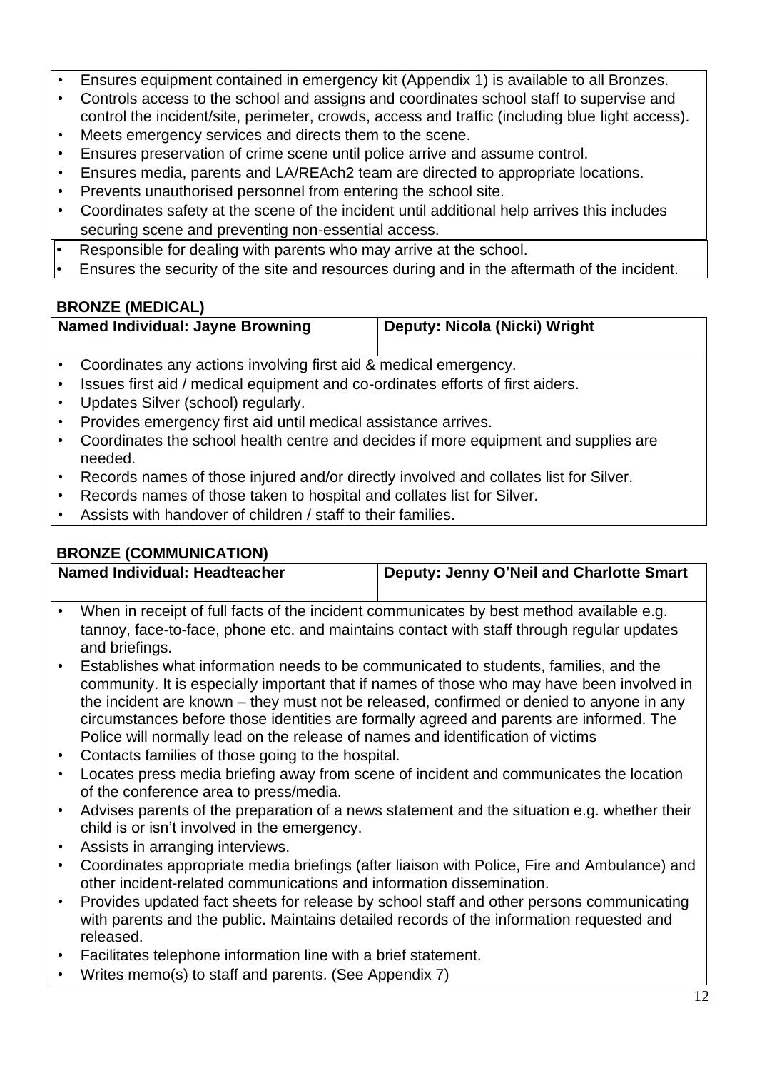- Ensures equipment contained in emergency kit (Appendix 1) is available to all Bronzes.
- Controls access to the school and assigns and coordinates school staff to supervise and control the incident/site, perimeter, crowds, access and traffic (including blue light access).
- Meets emergency services and directs them to the scene.
- Ensures preservation of crime scene until police arrive and assume control.
- Ensures media, parents and LA/REAch2 team are directed to appropriate locations.
- Prevents unauthorised personnel from entering the school site.
- Coordinates safety at the scene of the incident until additional help arrives this includes securing scene and preventing non-essential access.
- Responsible for dealing with parents who may arrive at the school.
- Ensures the security of the site and resources during and in the aftermath of the incident.

### BRONZE (MEDICAL)

| Named Individual: Jayne Browning | Deputy: Nicola (Nicki) Wright |
|---|---|

- Coordinates any actions involving first aid & medical emergency.
- Issues first aid / medical equipment and co-ordinates efforts of first aiders.
- Updates Silver (school) regularly.
- Provides emergency first aid until medical assistance arrives.
- Coordinates the school health centre and decides if more equipment and supplies are needed.
- Records names of those injured and/or directly involved and collates list for Silver.
- Records names of those taken to hospital and collates list for Silver.
- Assists with handover of children / staff to their families.

### BRONZE (COMMUNICATION)

| Named Individual: Headteacher | Deputy: Jenny O'Neil and Charlotte Smart |
|---|---|

- When in receipt of full facts of the incident communicates by best method available e.g. tannoy, face-to-face, phone etc. and maintains contact with staff through regular updates and briefings.
- Establishes what information needs to be communicated to students, families, and the community. It is especially important that if names of those who may have been involved in the incident are known – they must not be released, confirmed or denied to anyone in any circumstances before those identities are formally agreed and parents are informed. The Police will normally lead on the release of names and identification of victims
- Contacts families of those going to the hospital.
- Locates press media briefing away from scene of incident and communicates the location of the conference area to press/media.
- Advises parents of the preparation of a news statement and the situation e.g. whether their child is or isn't involved in the emergency.
- Assists in arranging interviews.
- Coordinates appropriate media briefings (after liaison with Police, Fire and Ambulance) and other incident-related communications and information dissemination.
- Provides updated fact sheets for release by school staff and other persons communicating with parents and the public. Maintains detailed records of the information requested and released.
- Facilitates telephone information line with a brief statement.
- Writes memo(s) to staff and parents. (See Appendix 7)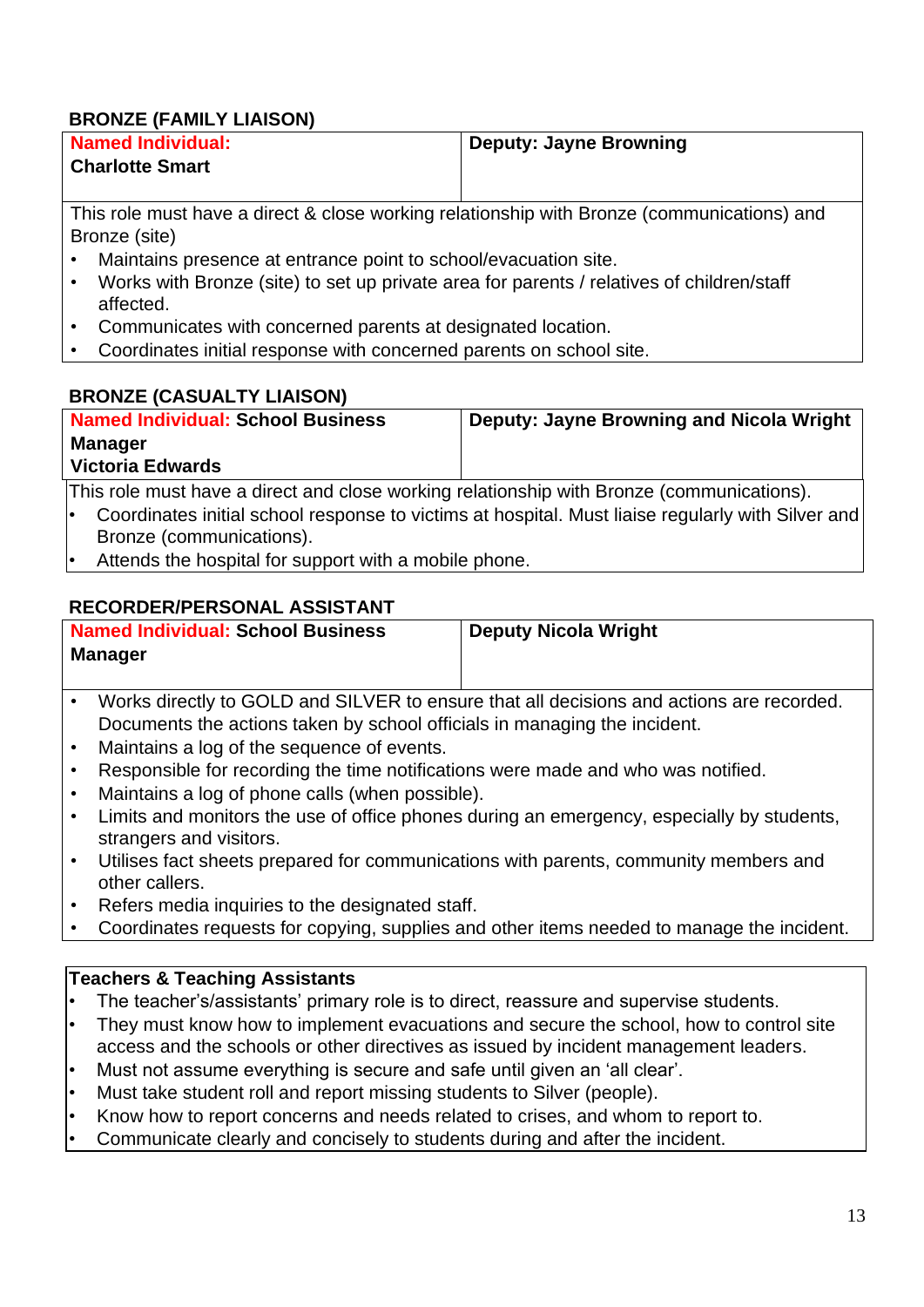### BRONZE (FAMILY LIAISON)

| | |
|---|---|
| **Named Individual:**<br>**Charlotte Smart** | **Deputy: Jayne Browning** |

This role must have a direct & close working relationship with Bronze (communications) and Bronze (site)

- Maintains presence at entrance point to school/evacuation site.
- Works with Bronze (site) to set up private area for parents / relatives of children/staff affected.
- Communicates with concerned parents at designated location.
- Coordinates initial response with concerned parents on school site.

### BRONZE (CASUALTY LIAISON)

| | |
|---|---|
| **Named Individual: School Business Manager**<br>**Victoria Edwards** | **Deputy: Jayne Browning and Nicola Wright** |

This role must have a direct and close working relationship with Bronze (communications).

- Coordinates initial school response to victims at hospital. Must liaise regularly with Silver and Bronze (communications).
- Attends the hospital for support with a mobile phone.

### RECORDER/PERSONAL ASSISTANT

| | |
|---|---|
| **Named Individual: School Business Manager** | **Deputy Nicola Wright** |

- Works directly to GOLD and SILVER to ensure that all decisions and actions are recorded. Documents the actions taken by school officials in managing the incident.
- Maintains a log of the sequence of events.
- Responsible for recording the time notifications were made and who was notified.
- Maintains a log of phone calls (when possible).
- Limits and monitors the use of office phones during an emergency, especially by students, strangers and visitors.
- Utilises fact sheets prepared for communications with parents, community members and other callers.
- Refers media inquiries to the designated staff.
- Coordinates requests for copying, supplies and other items needed to manage the incident.

**Teachers & Teaching Assistants**

- The teacher's/assistants' primary role is to direct, reassure and supervise students.
- They must know how to implement evacuations and secure the school, how to control site access and the schools or other directives as issued by incident management leaders.
- Must not assume everything is secure and safe until given an 'all clear'.
- Must take student roll and report missing students to Silver (people).
- Know how to report concerns and needs related to crises, and whom to report to.
- Communicate clearly and concisely to students during and after the incident.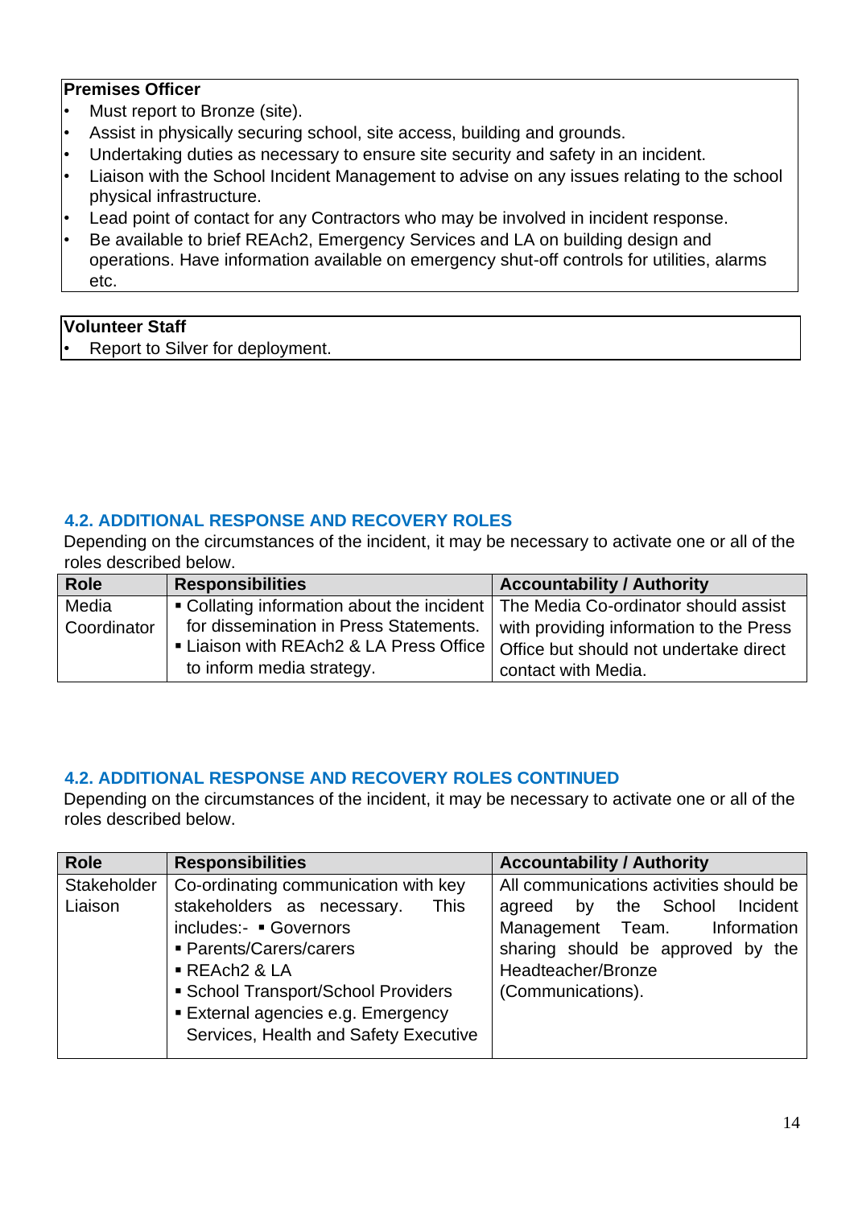**Premises Officer**

- Must report to Bronze (site).
- Assist in physically securing school, site access, building and grounds.
- Undertaking duties as necessary to ensure site security and safety in an incident.
- Liaison with the School Incident Management to advise on any issues relating to the school physical infrastructure.
- Lead point of contact for any Contractors who may be involved in incident response.
- Be available to brief REAch2, Emergency Services and LA on building design and operations. Have information available on emergency shut-off controls for utilities, alarms etc.

**Volunteer Staff**

- Report to Silver for deployment.

### 4.2. ADDITIONAL RESPONSE AND RECOVERY ROLES

Depending on the circumstances of the incident, it may be necessary to activate one or all of the roles described below.

| Role | Responsibilities | Accountability / Authority |
|---|---|---|
| Media Coordinator | ▪ Collating information about the incident for dissemination in Press Statements.<br>▪ Liaison with REAch2 & LA Press Office to inform media strategy. | The Media Co-ordinator should assist with providing information to the Press Office but should not undertake direct contact with Media. |

### 4.2. ADDITIONAL RESPONSE AND RECOVERY ROLES CONTINUED

Depending on the circumstances of the incident, it may be necessary to activate one or all of the roles described below.

| Role | Responsibilities | Accountability / Authority |
|---|---|---|
| Stakeholder Liaison | Co-ordinating communication with key stakeholders as necessary. This includes:- ▪ Governors<br>▪ Parents/Carers/carers<br>▪ REAch2 & LA<br>▪ School Transport/School Providers<br>▪ External agencies e.g. Emergency Services, Health and Safety Executive | All communications activities should be agreed by the School Incident Management Team. Information sharing should be approved by the Headteacher/Bronze (Communications). |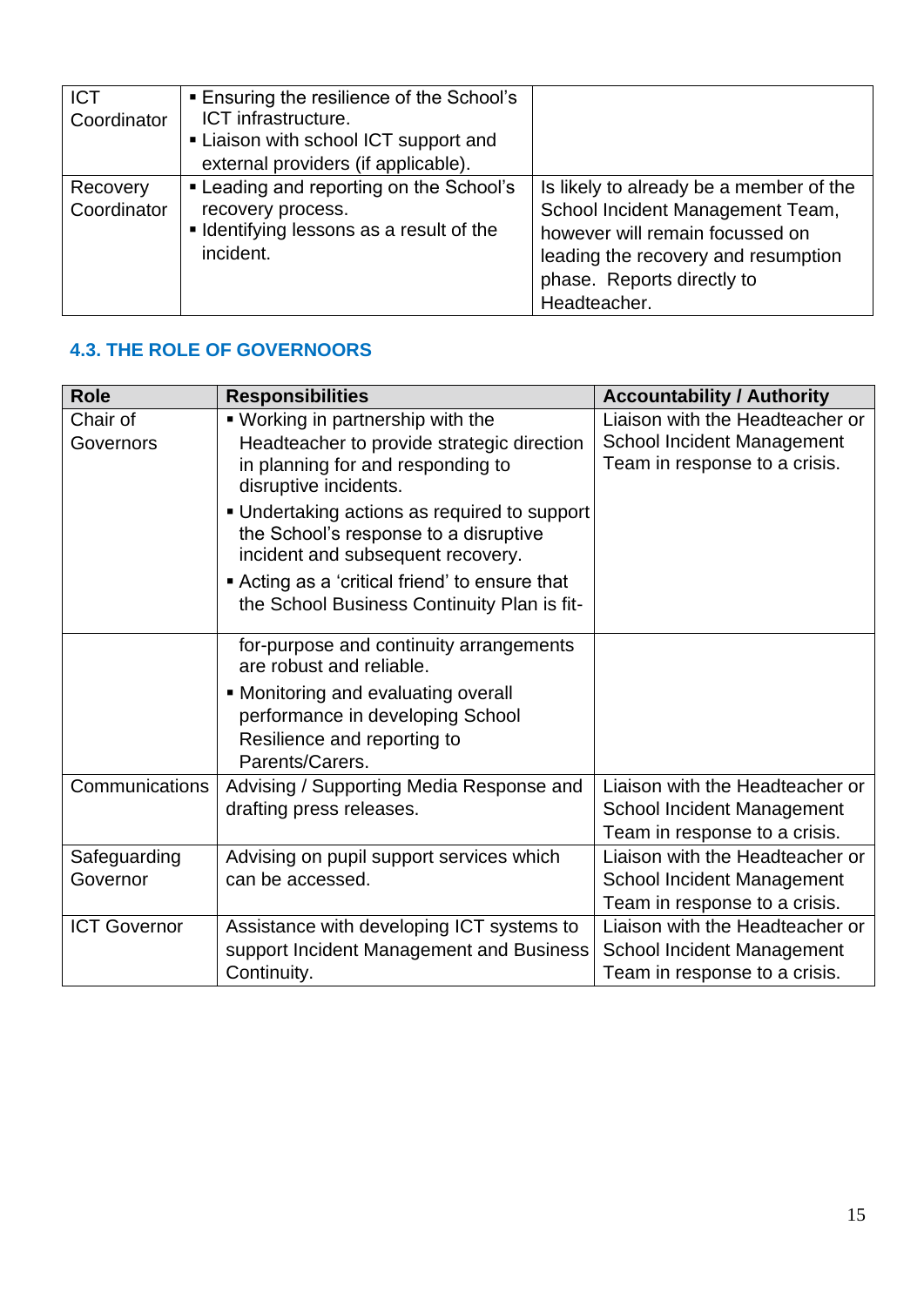| | | |
|---|---|---|
| ICT Coordinator | ▪ Ensuring the resilience of the School's ICT infrastructure.<br>▪ Liaison with school ICT support and external providers (if applicable). | |
| Recovery Coordinator | ▪ Leading and reporting on the School's recovery process.<br>▪ Identifying lessons as a result of the incident. | Is likely to already be a member of the School Incident Management Team, however will remain focussed on leading the recovery and resumption phase. Reports directly to Headteacher. |

### 4.3. THE ROLE OF GOVERNOORS

| Role | Responsibilities | Accountability / Authority |
|---|---|---|
| Chair of Governors | ▪ Working in partnership with the Headteacher to provide strategic direction in planning for and responding to disruptive incidents.<br>▪ Undertaking actions as required to support the School's response to a disruptive incident and subsequent recovery.<br>▪ Acting as a 'critical friend' to ensure that the School Business Continuity Plan is fit-for-purpose and continuity arrangements are robust and reliable.<br>▪ Monitoring and evaluating overall performance in developing School Resilience and reporting to Parents/Carers. | Liaison with the Headteacher or School Incident Management Team in response to a crisis. |
| Communications | Advising / Supporting Media Response and drafting press releases. | Liaison with the Headteacher or School Incident Management Team in response to a crisis. |
| Safeguarding Governor | Advising on pupil support services which can be accessed. | Liaison with the Headteacher or School Incident Management Team in response to a crisis. |
| ICT Governor | Assistance with developing ICT systems to support Incident Management and Business Continuity. | Liaison with the Headteacher or School Incident Management Team in response to a crisis. |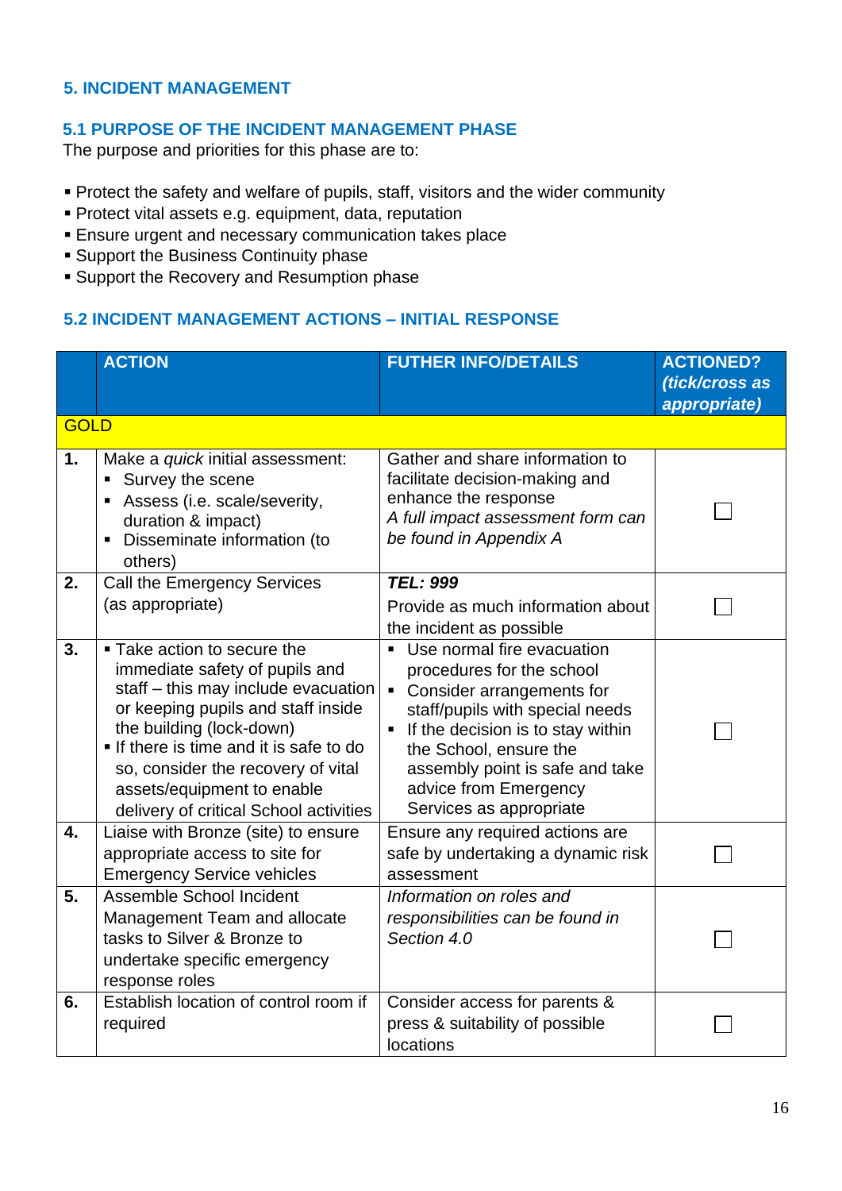## 5. INCIDENT MANAGEMENT

### 5.1 PURPOSE OF THE INCIDENT MANAGEMENT PHASE

The purpose and priorities for this phase are to:

- Protect the safety and welfare of pupils, staff, visitors and the wider community
- Protect vital assets e.g. equipment, data, reputation
- Ensure urgent and necessary communication takes place
- Support the Business Continuity phase
- Support the Recovery and Resumption phase

### 5.2 INCIDENT MANAGEMENT ACTIONS – INITIAL RESPONSE

| | ACTION | FUTHER INFO/DETAILS | ACTIONED? *(tick/cross as appropriate)* |
|---|---|---|---|
| GOLD | | | |
| **1.** | Make a *quick* initial assessment:<br>▪ Survey the scene<br>▪ Assess (i.e. scale/severity, duration & impact)<br>▪ Disseminate information (to others) | Gather and share information to facilitate decision-making and enhance the response<br>*A full impact assessment form can be found in Appendix A* | ☐ |
| **2.** | Call the Emergency Services (as appropriate) | ***TEL: 999***<br>Provide as much information about the incident as possible | ☐ |
| **3.** | ▪ Take action to secure the immediate safety of pupils and staff – this may include evacuation or keeping pupils and staff inside the building (lock-down)<br>▪ If there is time and it is safe to do so, consider the recovery of vital assets/equipment to enable delivery of critical School activities | ▪ Use normal fire evacuation procedures for the school<br>▪ Consider arrangements for staff/pupils with special needs<br>▪ If the decision is to stay within the School, ensure the assembly point is safe and take advice from Emergency Services as appropriate | ☐ |
| **4.** | Liaise with Bronze (site) to ensure appropriate access to site for Emergency Service vehicles | Ensure any required actions are safe by undertaking a dynamic risk assessment | ☐ |
| **5.** | Assemble School Incident Management Team and allocate tasks to Silver & Bronze to undertake specific emergency response roles | *Information on roles and responsibilities can be found in Section 4.0* | ☐ |
| **6.** | Establish location of control room if required | Consider access for parents & press & suitability of possible locations | ☐ |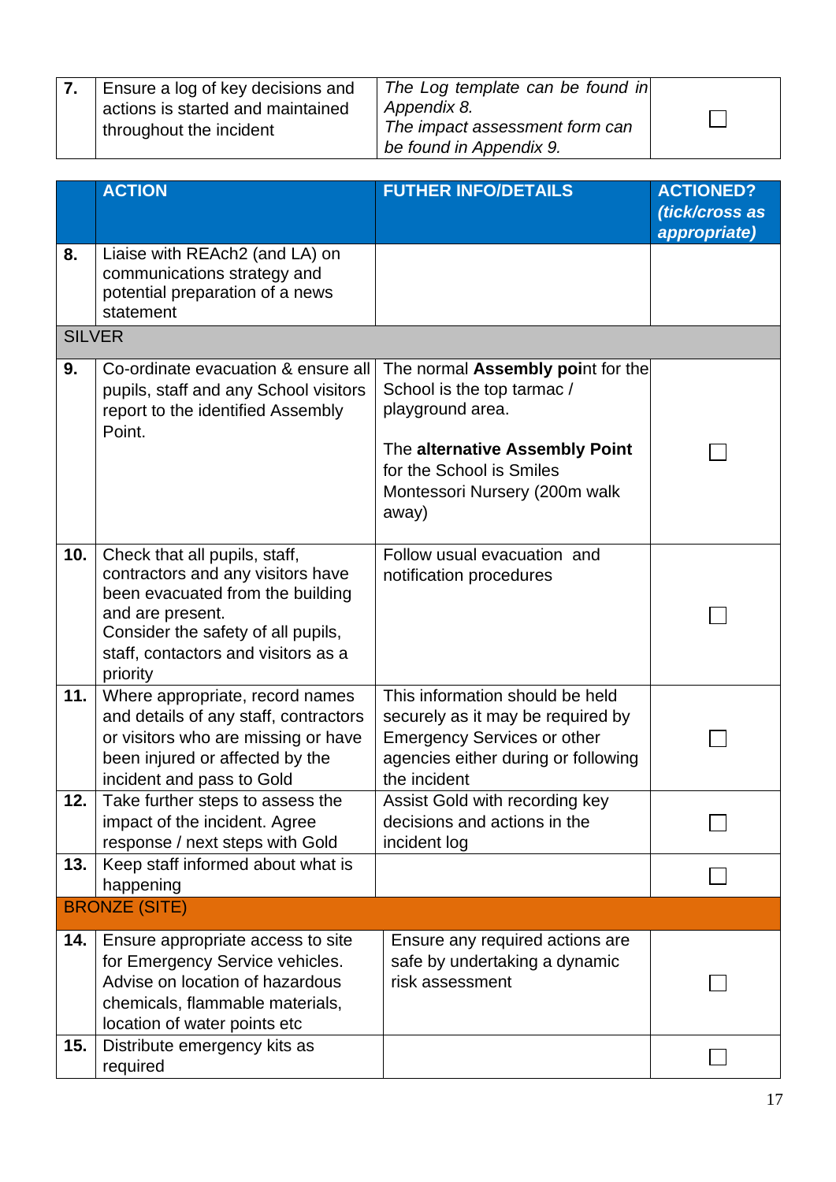| | | | |
|---|---|---|---|
| **7.** | Ensure a log of key decisions and actions is started and maintained throughout the incident | *The Log template can be found in Appendix 8.* *The impact assessment form can be found in Appendix 9.* | ☐ |

| | ACTION | FUTHER INFO/DETAILS | ACTIONED? *(tick/cross as appropriate)* |
|---|---|---|---|
| **8.** | Liaise with REAch2 (and LA) on communications strategy and potential preparation of a news statement | | |
| SILVER | | | |
| **9.** | Co-ordinate evacuation & ensure all pupils, staff and any School visitors report to the identified Assembly Point. | The normal **Assembly point** for the School is the top tarmac / playground area. The **alternative Assembly Point** for the School is Smiles Montessori Nursery (200m walk away) | ☐ |
| **10.** | Check that all pupils, staff, contractors and any visitors have been evacuated from the building and are present. Consider the safety of all pupils, staff, contactors and visitors as a priority | Follow usual evacuation and notification procedures | ☐ |
| **11.** | Where appropriate, record names and details of any staff, contractors or visitors who are missing or have been injured or affected by the incident and pass to Gold | This information should be held securely as it may be required by Emergency Services or other agencies either during or following the incident | ☐ |
| **12.** | Take further steps to assess the impact of the incident. Agree response / next steps with Gold | Assist Gold with recording key decisions and actions in the incident log | ☐ |
| **13.** | Keep staff informed about what is happening | | ☐ |
| BRONZE (SITE) | | | |
| **14.** | Ensure appropriate access to site for Emergency Service vehicles. Advise on location of hazardous chemicals, flammable materials, location of water points etc | Ensure any required actions are safe by undertaking a dynamic risk assessment | ☐ |
| **15.** | Distribute emergency kits as required | | ☐ |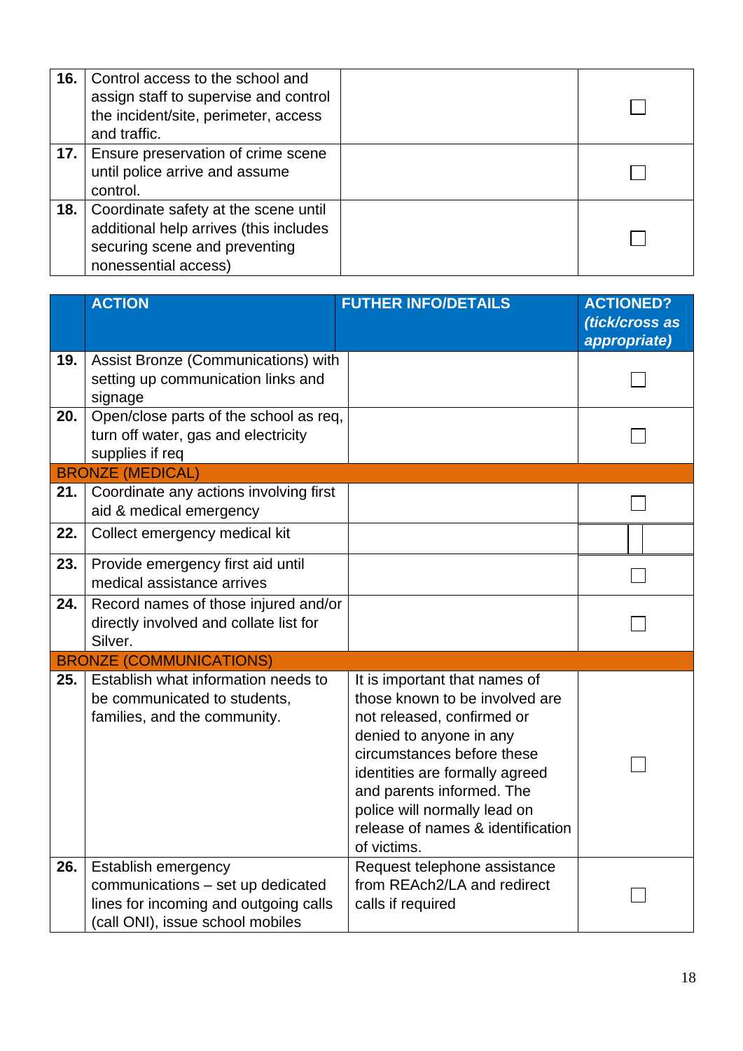| | | | |
|---|---|---|---|
| **16.** | Control access to the school and assign staff to supervise and control the incident/site, perimeter, access and traffic. | | ☐ |
| **17.** | Ensure preservation of crime scene until police arrive and assume control. | | ☐ |
| **18.** | Coordinate safety at the scene until additional help arrives (this includes securing scene and preventing nonessential access) | | ☐ |

| | ACTION | FUTHER INFO/DETAILS | ACTIONED? *(tick/cross as appropriate)* |
|---|---|---|---|
| **19.** | Assist Bronze (Communications) with setting up communication links and signage | | ☐ |
| **20.** | Open/close parts of the school as req, turn off water, gas and electricity supplies if req | | ☐ |
| BRONZE (MEDICAL) | | | |
| **21.** | Coordinate any actions involving first aid & medical emergency | | ☐ |
| **22.** | Collect emergency medical kit | | ☐ |
| **23.** | Provide emergency first aid until medical assistance arrives | | ☐ |
| **24.** | Record names of those injured and/or directly involved and collate list for Silver. | | ☐ |
| BRONZE (COMMUNICATIONS) | | | |
| **25.** | Establish what information needs to be communicated to students, families, and the community. | It is important that names of those known to be involved are not released, confirmed or denied to anyone in any circumstances before these identities are formally agreed and parents informed. The police will normally lead on release of names & identification of victims. | ☐ |
| **26.** | Establish emergency communications – set up dedicated lines for incoming and outgoing calls (call ONI), issue school mobiles | Request telephone assistance from REAch2/LA and redirect calls if required | ☐ |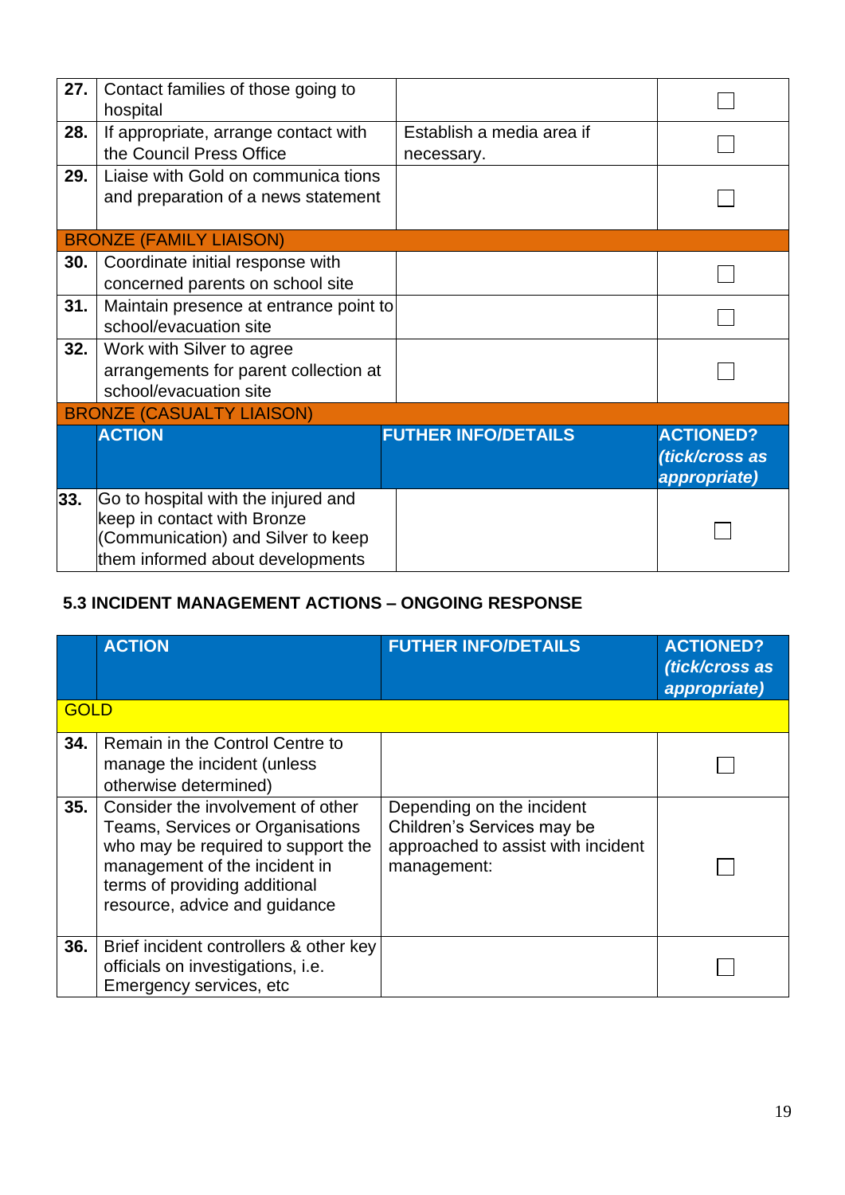| | | | |
|---|---|---|---|
| **27.** | Contact families of those going to hospital | | ☐ |
| **28.** | If appropriate, arrange contact with the Council Press Office | Establish a media area if necessary. | ☐ |
| **29.** | Liaise with Gold on communica tions and preparation of a news statement | | ☐ |
| BRONZE (FAMILY LIAISON) | | | |
| **30.** | Coordinate initial response with concerned parents on school site | | ☐ |
| **31.** | Maintain presence at entrance point to school/evacuation site | | ☐ |
| **32.** | Work with Silver to agree arrangements for parent collection at school/evacuation site | | ☐ |
| BRONZE (CASUALTY LIAISON) | | | |
| | **ACTION** | **FUTHER INFO/DETAILS** | **ACTIONED? *(tick/cross as appropriate)*** |
| **33.** | Go to hospital with the injured and keep in contact with Bronze (Communication) and Silver to keep them informed about developments | | ☐ |

### 5.3 INCIDENT MANAGEMENT ACTIONS – ONGOING RESPONSE

| | ACTION | FUTHER INFO/DETAILS | ACTIONED? *(tick/cross as appropriate)* |
|---|---|---|---|
| GOLD | | | |
| **34.** | Remain in the Control Centre to manage the incident (unless otherwise determined) | | ☐ |
| **35.** | Consider the involvement of other Teams, Services or Organisations who may be required to support the management of the incident in terms of providing additional resource, advice and guidance | Depending on the incident Children's Services may be approached to assist with incident management: | ☐ |
| **36.** | Brief incident controllers & other key officials on investigations, i.e. Emergency services, etc | | ☐ |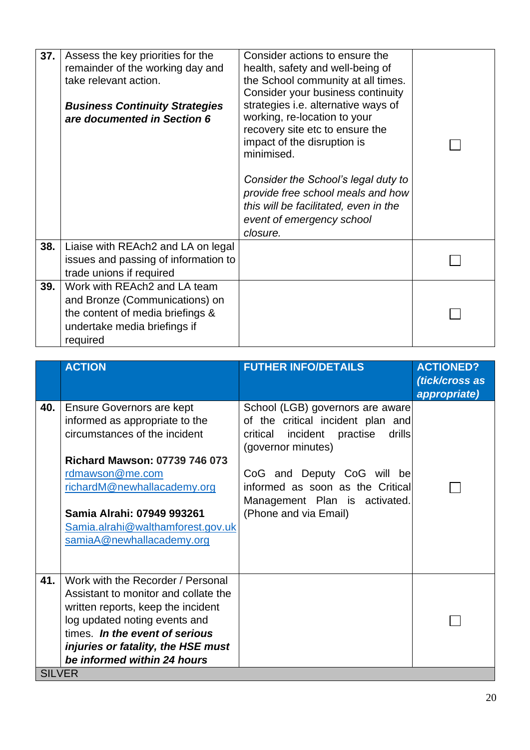| | | | |
|---|---|---|---|
| **37.** | Assess the key priorities for the remainder of the working day and take relevant action.<br><br>***Business Continuity Strategies are documented in Section 6*** | Consider actions to ensure the health, safety and well-being of the School community at all times. Consider your business continuity strategies i.e. alternative ways of working, re-location to your recovery site etc to ensure the impact of the disruption is minimised.<br><br>*Consider the School's legal duty to provide free school meals and how this will be facilitated, even in the event of emergency school closure.* | ☐ |
| **38.** | Liaise with REAch2 and LA on legal issues and passing of information to trade unions if required | | ☐ |
| **39.** | Work with REAch2 and LA team and Bronze (Communications) on the content of media briefings & undertake media briefings if required | | ☐ |

| | **ACTION** | **FUTHER INFO/DETAILS** | **ACTIONED? *(tick/cross as appropriate)*** |
|---|---|---|---|
| **40.** | Ensure Governors are kept informed as appropriate to the circumstances of the incident<br><br>**Richard Mawson: 07739 746 073**<br>rdmawson@me.com<br>richardM@newhallacademy.org<br><br>**Samia Alrahi: 07949 993261**<br>Samia.alrahi@walthamforest.gov.uk<br>samiaA@newhallacademy.org | School (LGB) governors are aware of the critical incident plan and critical incident practise drills (governor minutes)<br><br>CoG and Deputy CoG will be informed as soon as the Critical Management Plan is activated. (Phone and via Email) | ☐ |
| **41.** | Work with the Recorder / Personal Assistant to monitor and collate the written reports, keep the incident log updated noting events and times. ***In the event of serious injuries or fatality, the HSE must be informed within 24 hours*** | | ☐ |
| SILVER | | | |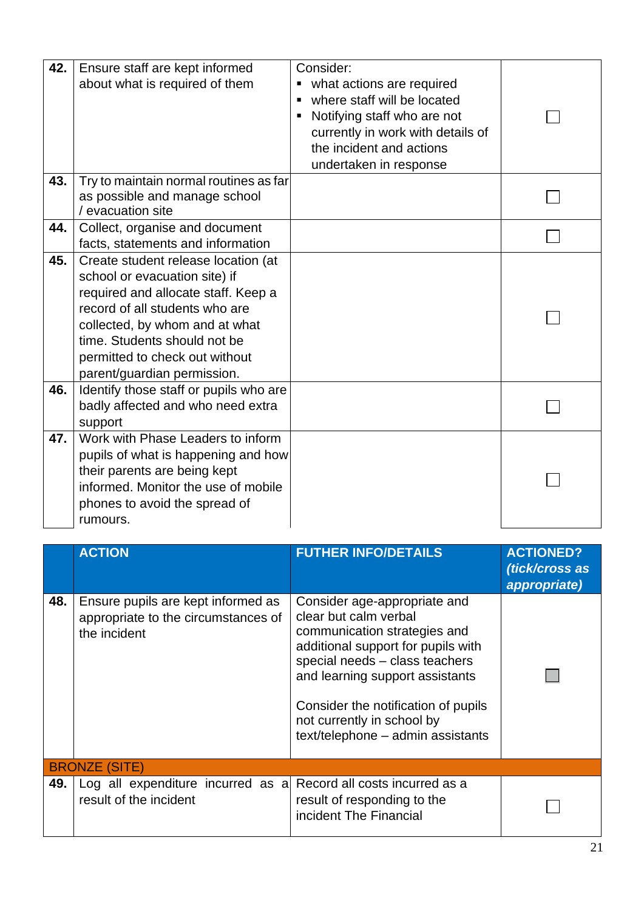| | | | |
|---|---|---|---|
| **42.** | Ensure staff are kept informed about what is required of them | Consider:<br>▪ what actions are required<br>▪ where staff will be located<br>▪ Notifying staff who are not currently in work with details of the incident and actions undertaken in response | ☐ |
| **43.** | Try to maintain normal routines as far as possible and manage school / evacuation site | | ☐ |
| **44.** | Collect, organise and document facts, statements and information | | ☐ |
| **45.** | Create student release location (at school or evacuation site) if required and allocate staff. Keep a record of all students who are collected, by whom and at what time. Students should not be permitted to check out without parent/guardian permission. | | ☐ |
| **46.** | Identify those staff or pupils who are badly affected and who need extra support | | ☐ |
| **47.** | Work with Phase Leaders to inform pupils of what is happening and how their parents are being kept informed. Monitor the use of mobile phones to avoid the spread of rumours. | | ☐ |

| | **ACTION** | **FUTHER INFO/DETAILS** | **ACTIONED? *(tick/cross as appropriate)*** |
|---|---|---|---|
| **48.** | Ensure pupils are kept informed as appropriate to the circumstances of the incident | Consider age-appropriate and clear but calm verbal communication strategies and additional support for pupils with special needs – class teachers and learning support assistants<br><br>Consider the notification of pupils not currently in school by text/telephone – admin assistants | ☐ |
| BRONZE (SITE) | | | |
| **49.** | Log all expenditure incurred as a result of the incident | Record all costs incurred as a result of responding to the incident The Financial | ☐ |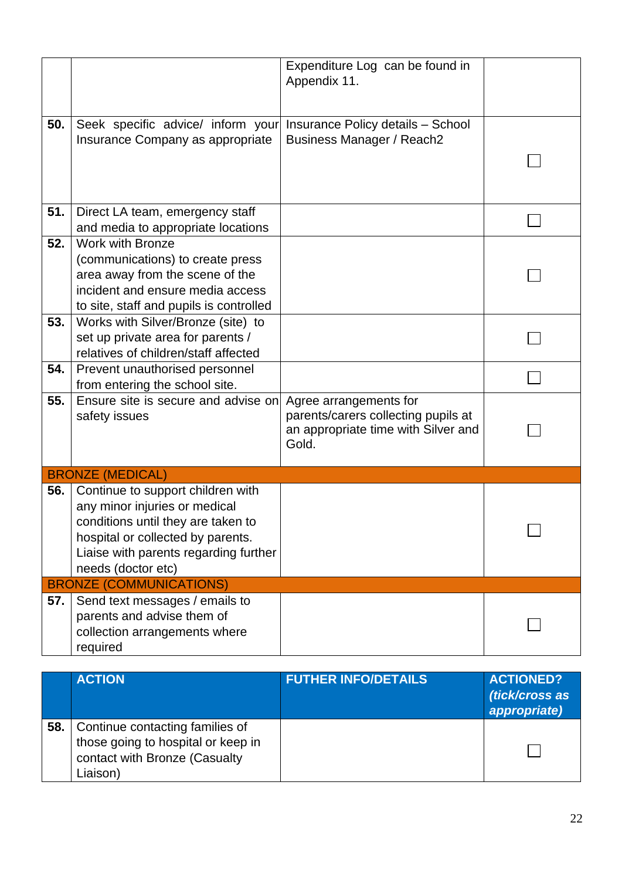| | | | |
|---|---|---|---|
| | | Expenditure Log can be found in Appendix 11. | |
| **50.** | Seek specific advice/ inform your Insurance Company as appropriate | Insurance Policy details – School Business Manager / Reach2 | ☐ |
| **51.** | Direct LA team, emergency staff and media to appropriate locations | | ☐ |
| **52.** | Work with Bronze (communications) to create press area away from the scene of the incident and ensure media access to site, staff and pupils is controlled | | ☐ |
| **53.** | Works with Silver/Bronze (site) to set up private area for parents / relatives of children/staff affected | | ☐ |
| **54.** | Prevent unauthorised personnel from entering the school site. | | ☐ |
| **55.** | Ensure site is secure and advise on safety issues | Agree arrangements for parents/carers collecting pupils at an appropriate time with Silver and Gold. | ☐ |
| BRONZE (MEDICAL) | | | |
| **56.** | Continue to support children with any minor injuries or medical conditions until they are taken to hospital or collected by parents. Liaise with parents regarding further needs (doctor etc) | | ☐ |
| BRONZE (COMMUNICATIONS) | | | |
| **57.** | Send text messages / emails to parents and advise them of collection arrangements where required | | ☐ |

| | ACTION | FUTHER INFO/DETAILS | ACTIONED? *(tick/cross as appropriate)* |
|---|---|---|---|
| **58.** | Continue contacting families of those going to hospital or keep in contact with Bronze (Casualty Liaison) | | ☐ |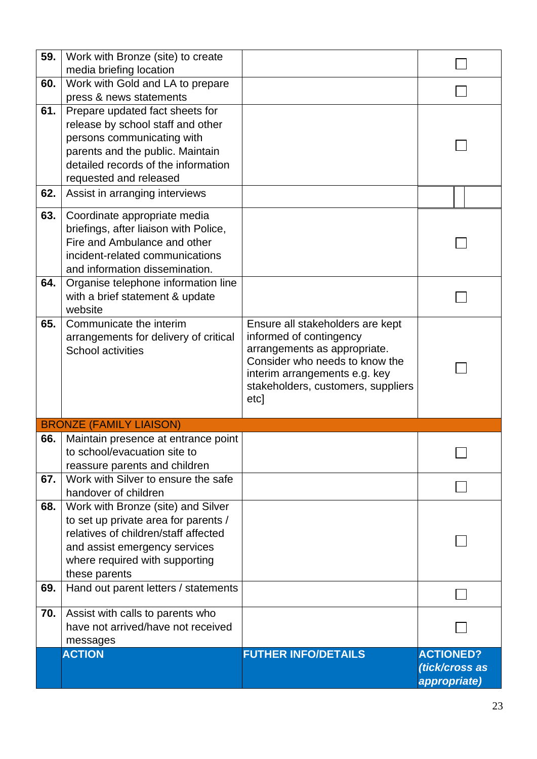| | | | |
|---|---|---|---|
| **59.** | Work with Bronze (site) to create media briefing location | | ☐ |
| **60.** | Work with Gold and LA to prepare press & news statements | | ☐ |
| **61.** | Prepare updated fact sheets for release by school staff and other persons communicating with parents and the public. Maintain detailed records of the information requested and released | | ☐ |
| **62.** | Assist in arranging interviews | | |
| **63.** | Coordinate appropriate media briefings, after liaison with Police, Fire and Ambulance and other incident-related communications and information dissemination. | | ☐ |
| **64.** | Organise telephone information line with a brief statement & update website | | ☐ |
| **65.** | Communicate the interim arrangements for delivery of critical School activities | Ensure all stakeholders are kept informed of contingency arrangements as appropriate. Consider who needs to know the interim arrangements e.g. key stakeholders, customers, suppliers etc] | ☐ |
| BRONZE (FAMILY LIAISON) | | | |
| **66.** | Maintain presence at entrance point to school/evacuation site to reassure parents and children | | ☐ |
| **67.** | Work with Silver to ensure the safe handover of children | | ☐ |
| **68.** | Work with Bronze (site) and Silver to set up private area for parents / relatives of children/staff affected and assist emergency services where required with supporting these parents | | ☐ |
| **69.** | Hand out parent letters / statements | | ☐ |
| **70.** | Assist with calls to parents who have not arrived/have not received messages | | ☐ |
| | **ACTION** | **FUTHER INFO/DETAILS** | ***ACTIONED? (tick/cross as appropriate)*** |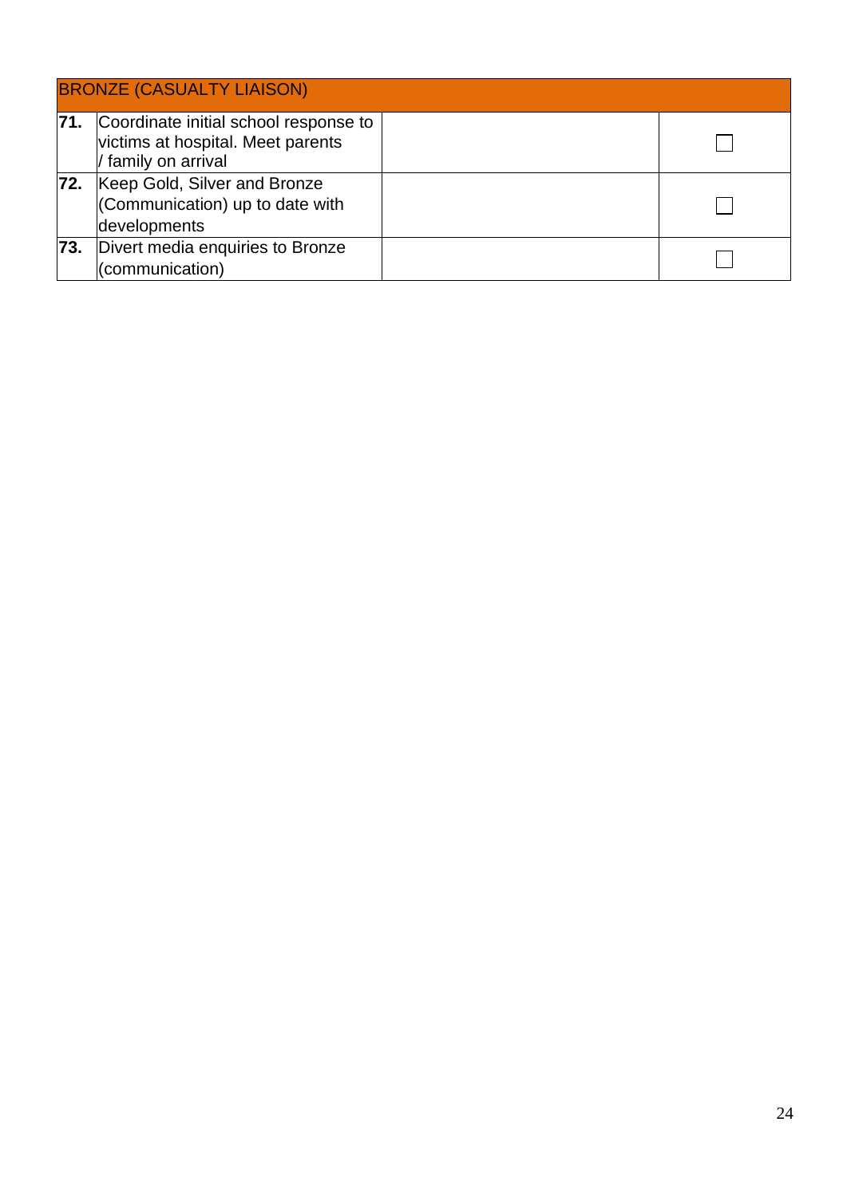| BRONZE (CASUALTY LIAISON) | | | |
|---|---|---|---|
| **71.** | Coordinate initial school response to victims at hospital. Meet parents / family on arrival | | ☐ |
| **72.** | Keep Gold, Silver and Bronze (Communication) up to date with developments | | ☐ |
| **73.** | Divert media enquiries to Bronze (communication) | | ☐ |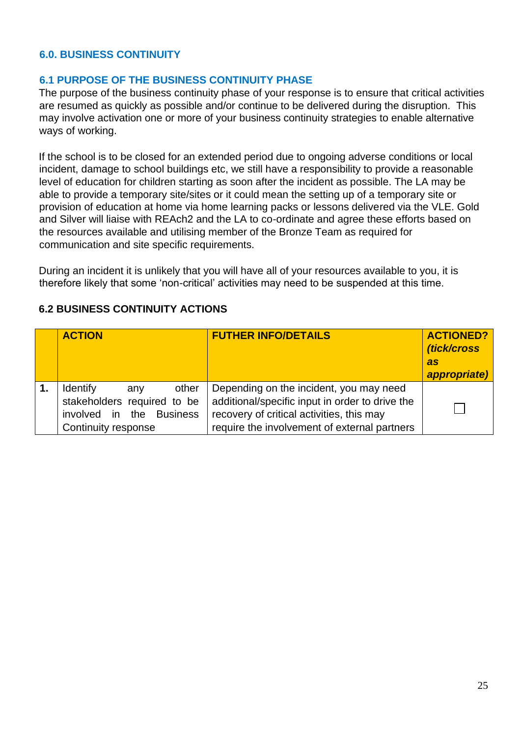## 6.0. BUSINESS CONTINUITY

### 6.1 PURPOSE OF THE BUSINESS CONTINUITY PHASE

The purpose of the business continuity phase of your response is to ensure that critical activities are resumed as quickly as possible and/or continue to be delivered during the disruption. This may involve activation one or more of your business continuity strategies to enable alternative ways of working.

If the school is to be closed for an extended period due to ongoing adverse conditions or local incident, damage to school buildings etc, we still have a responsibility to provide a reasonable level of education for children starting as soon after the incident as possible. The LA may be able to provide a temporary site/sites or it could mean the setting up of a temporary site or provision of education at home via home learning packs or lessons delivered via the VLE. Gold and Silver will liaise with REAch2 and the LA to co-ordinate and agree these efforts based on the resources available and utilising member of the Bronze Team as required for communication and site specific requirements.

During an incident it is unlikely that you will have all of your resources available to you, it is therefore likely that some 'non-critical' activities may need to be suspended at this time.

### 6.2 BUSINESS CONTINUITY ACTIONS

| | ACTION | FUTHER INFO/DETAILS | ACTIONED? *(tick/cross as appropriate)* |
|---|---|---|---|
| 1. | Identify any other stakeholders required to be involved in the Business Continuity response | Depending on the incident, you may need additional/specific input in order to drive the recovery of critical activities, this may require the involvement of external partners | ☐ |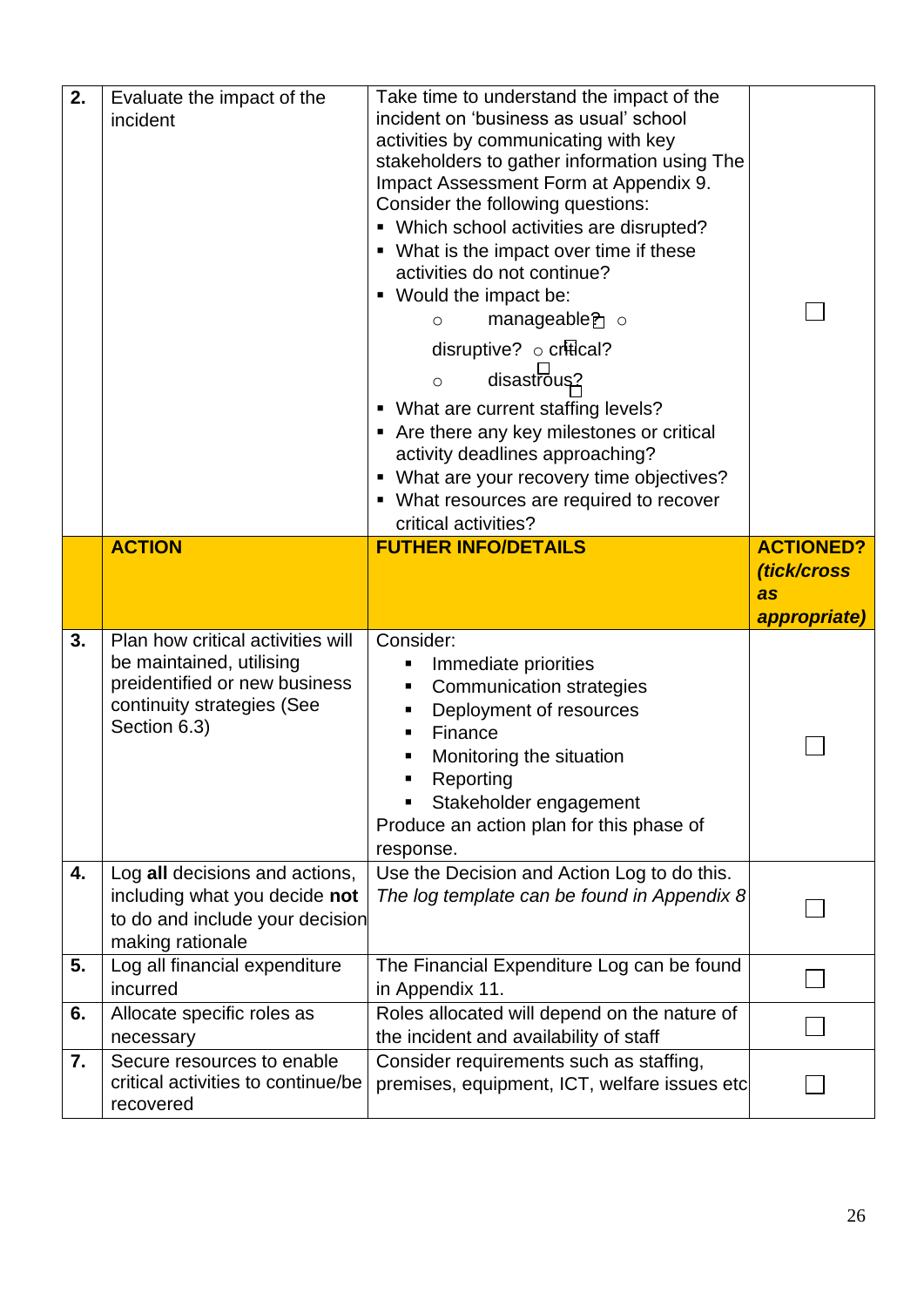| | | | |
|---|---|---|---|
| **2.** | Evaluate the impact of the incident | Take time to understand the impact of the incident on 'business as usual' school activities by communicating with key stakeholders to gather information using The Impact Assessment Form at Appendix 9. Consider the following questions:<br>▪ Which school activities are disrupted?<br>▪ What is the impact over time if these activities do not continue?<br>▪ Would the impact be:<br>○ manageable?<br>○ disruptive?<br>○ critical?<br>○ disastrous?<br>▪ What are current staffing levels?<br>▪ Are there any key milestones or critical activity deadlines approaching?<br>▪ What are your recovery time objectives?<br>▪ What resources are required to recover critical activities? | ☐ |
| | **ACTION** | **FUTHER INFO/DETAILS** | **ACTIONED? *(tick/cross as appropriate)*** |
| **3.** | Plan how critical activities will be maintained, utilising preidentified or new business continuity strategies (See Section 6.3) | Consider:<br>▪ Immediate priorities<br>▪ Communication strategies<br>▪ Deployment of resources<br>▪ Finance<br>▪ Monitoring the situation<br>▪ Reporting<br>▪ Stakeholder engagement<br>Produce an action plan for this phase of response. | ☐ |
| **4.** | Log **all** decisions and actions, including what you decide **not** to do and include your decision making rationale | Use the Decision and Action Log to do this. *The log template can be found in Appendix 8* | ☐ |
| **5.** | Log all financial expenditure incurred | The Financial Expenditure Log can be found in Appendix 11. | ☐ |
| **6.** | Allocate specific roles as necessary | Roles allocated will depend on the nature of the incident and availability of staff | ☐ |
| **7.** | Secure resources to enable critical activities to continue/be recovered | Consider requirements such as staffing, premises, equipment, ICT, welfare issues etc | ☐ |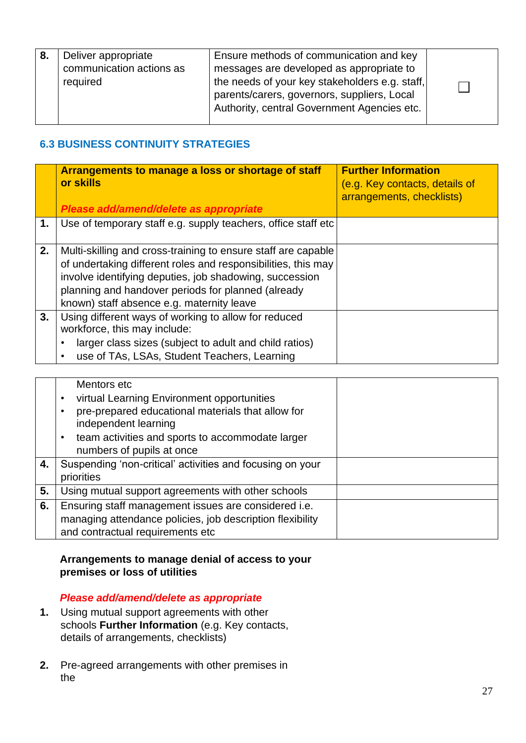| | | | |
|---|---|---|---|
| **8.** | Deliver appropriate communication actions as required | Ensure methods of communication and key messages are developed as appropriate to the needs of your key stakeholders e.g. staff, parents/carers, governors, suppliers, Local Authority, central Government Agencies etc. | ☐ |

### 6.3 BUSINESS CONTINUITY STRATEGIES

| | **Arrangements to manage a loss or shortage of staff or skills**<br><br>***Please add/amend/delete as appropriate*** | **Further Information**<br>(e.g. Key contacts, details of arrangements, checklists) |
|---|---|---|
| **1.** | Use of temporary staff e.g. supply teachers, office staff etc | |
| **2.** | Multi-skilling and cross-training to ensure staff are capable of undertaking different roles and responsibilities, this may involve identifying deputies, job shadowing, succession planning and handover periods for planned (already known) staff absence e.g. maternity leave | |
| **3.** | Using different ways of working to allow for reduced workforce, this may include:<br>• larger class sizes (subject to adult and child ratios)<br>• use of TAs, LSAs, Student Teachers, Learning Mentors etc<br>• virtual Learning Environment opportunities<br>• pre-prepared educational materials that allow for independent learning<br>• team activities and sports to accommodate larger numbers of pupils at once | |
| **4.** | Suspending 'non-critical' activities and focusing on your priorities | |
| **5.** | Using mutual support agreements with other schools | |
| **6.** | Ensuring staff management issues are considered i.e. managing attendance policies, job description flexibility and contractual requirements etc | |

**Arrangements to manage denial of access to your premises or loss of utilities**

***Please add/amend/delete as appropriate***

1. Using mutual support agreements with other schools **Further Information** (e.g. Key contacts, details of arrangements, checklists)

2. Pre-agreed arrangements with other premises in the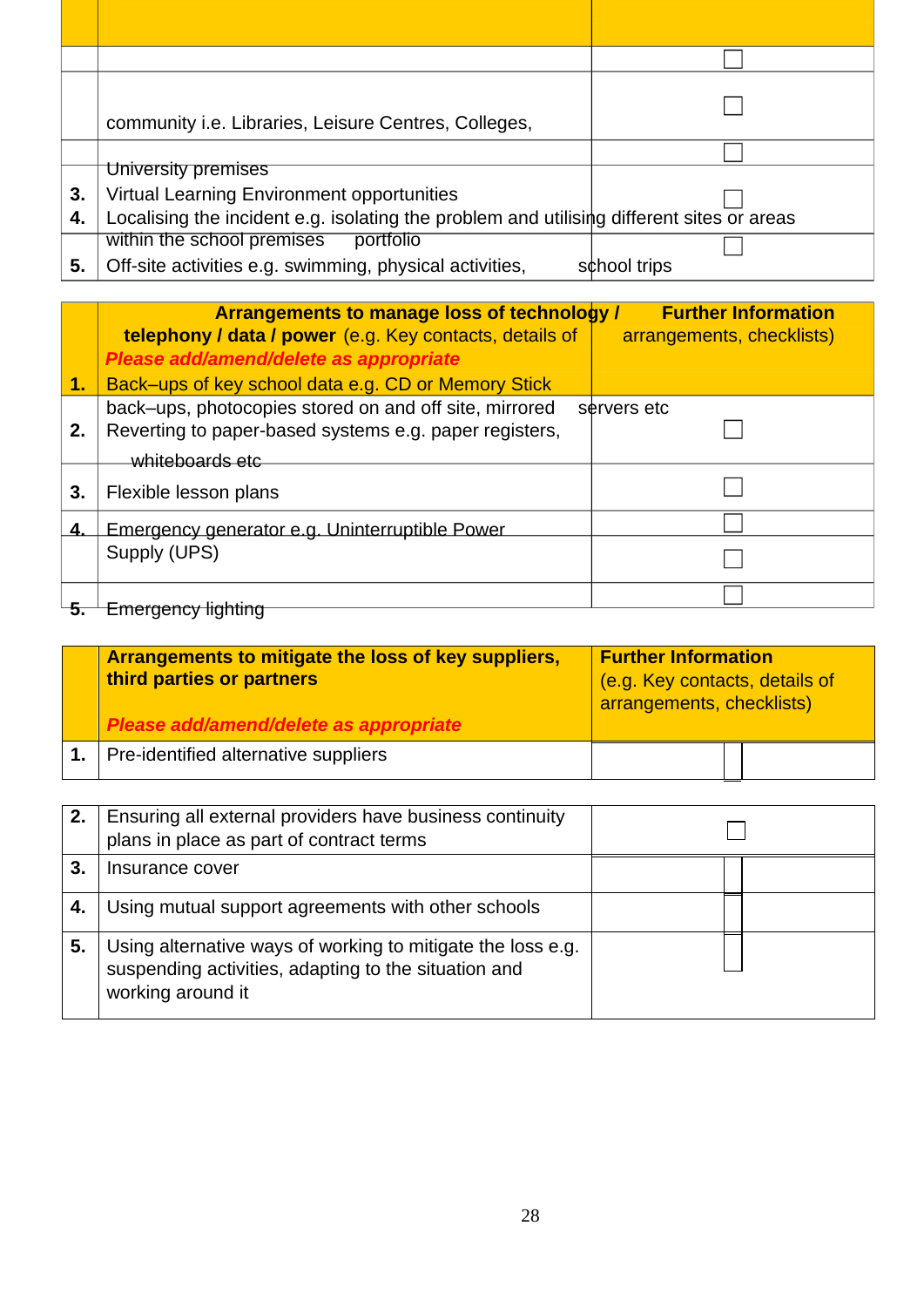| | | |
|---|---|---|
| | | ☐ |
| | community i.e. Libraries, Leisure Centres, Colleges, | ☐ |
| | | ☐ |
| | University premises | |
| 3. | Virtual Learning Environment opportunities | ☐ |
| 4. | Localising the incident e.g. isolating the problem and utilising different sites or areas within the school premises portfolio | ☐ |
| 5. | Off-site activities e.g. swimming, physical activities, school trips | |

| | **Arrangements to manage loss of technology / telephony / data / power** (e.g. Key contacts, details of *Please add/amend/delete as appropriate* | **Further Information** arrangements, checklists) |
|---|---|---|
| 1. | Back–ups of key school data e.g. CD or Memory Stick back–ups, photocopies stored on and off site, mirrored servers etc | |
| 2. | Reverting to paper-based systems e.g. paper registers, whiteboards etc | ☐ |
| 3. | Flexible lesson plans | ☐ |
| 4. | Emergency generator e.g. Uninterruptible Power Supply (UPS) | ☐ |
| | | ☐ |
| 5. | Emergency lighting | ☐ |

| | **Arrangements to mitigate the loss of key suppliers, third parties or partners** *Please add/amend/delete as appropriate* | **Further Information** (e.g. Key contacts, details of arrangements, checklists) |
|---|---|---|
| 1. | Pre-identified alternative suppliers | ☐ |
| 2. | Ensuring all external providers have business continuity plans in place as part of contract terms | ☐ |
| 3. | Insurance cover | ☐ |
| 4. | Using mutual support agreements with other schools | ☐ |
| 5. | Using alternative ways of working to mitigate the loss e.g. suspending activities, adapting to the situation and working around it | ☐ |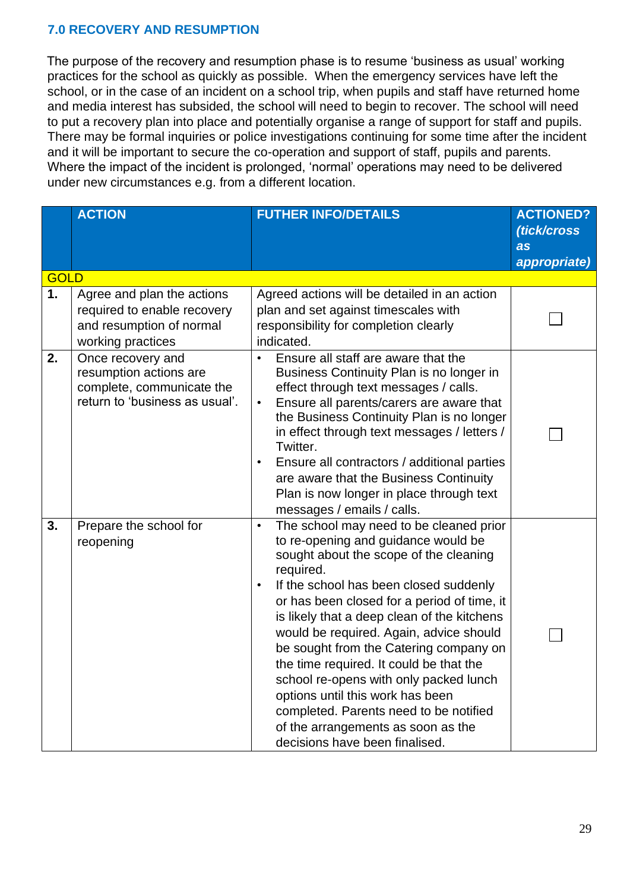## 7.0 RECOVERY AND RESUMPTION

The purpose of the recovery and resumption phase is to resume 'business as usual' working practices for the school as quickly as possible. When the emergency services have left the school, or in the case of an incident on a school trip, when pupils and staff have returned home and media interest has subsided, the school will need to begin to recover. The school will need to put a recovery plan into place and potentially organise a range of support for staff and pupils. There may be formal inquiries or police investigations continuing for some time after the incident and it will be important to secure the co-operation and support of staff, pupils and parents. Where the impact of the incident is prolonged, 'normal' operations may need to be delivered under new circumstances e.g. from a different location.

| | ACTION | FUTHER INFO/DETAILS | ACTIONED? *(tick/cross as appropriate)* |
|---|---|---|---|
| GOLD | | | |
| **1.** | Agree and plan the actions required to enable recovery and resumption of normal working practices | Agreed actions will be detailed in an action plan and set against timescales with responsibility for completion clearly indicated. | ☐ |
| **2.** | Once recovery and resumption actions are complete, communicate the return to 'business as usual'. | • Ensure all staff are aware that the Business Continuity Plan is no longer in effect through text messages / calls.<br>• Ensure all parents/carers are aware that the Business Continuity Plan is no longer in effect through text messages / letters / Twitter.<br>• Ensure all contractors / additional parties are aware that the Business Continuity Plan is now longer in place through text messages / emails / calls. | ☐ |
| **3.** | Prepare the school for reopening | • The school may need to be cleaned prior to re-opening and guidance would be sought about the scope of the cleaning required.<br>• If the school has been closed suddenly or has been closed for a period of time, it is likely that a deep clean of the kitchens would be required. Again, advice should be sought from the Catering company on the time required. It could be that the school re-opens with only packed lunch options until this work has been completed. Parents need to be notified of the arrangements as soon as the decisions have been finalised. | ☐ |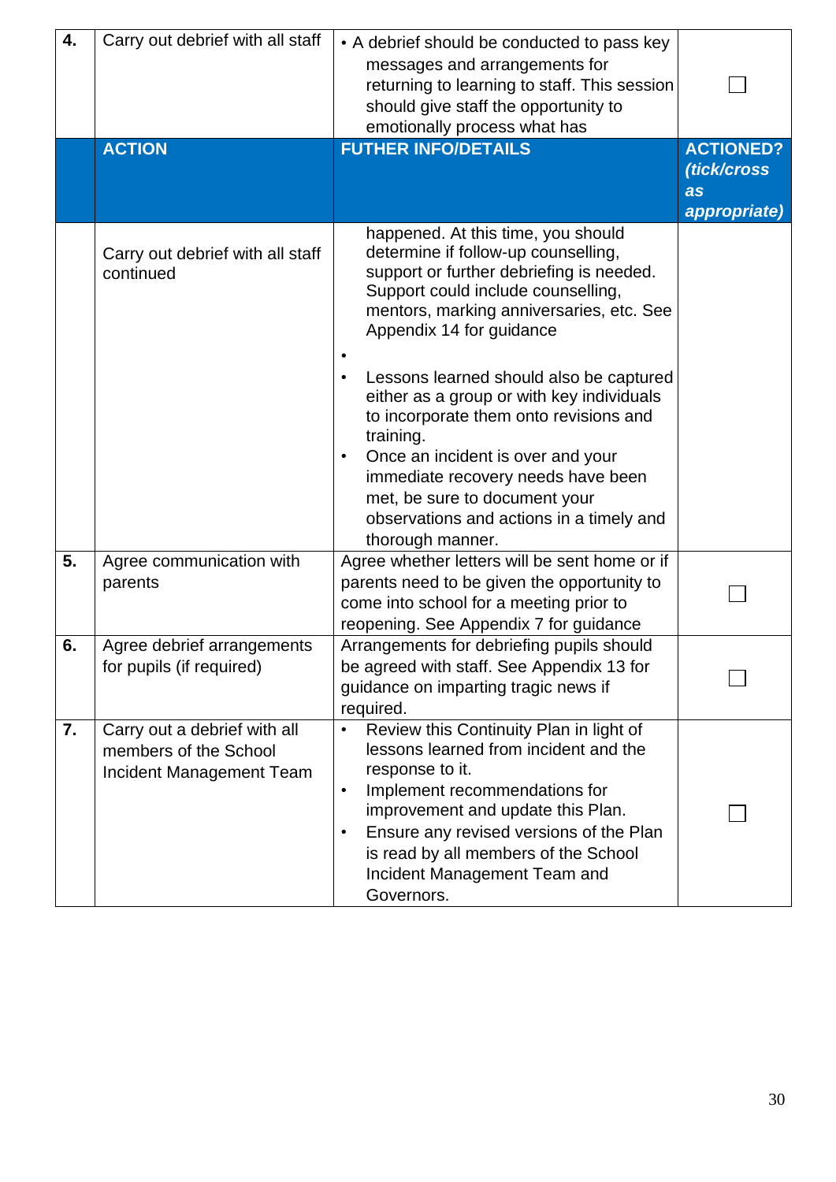| | | | |
|---|---|---|---|
| **4.** | Carry out debrief with all staff | • A debrief should be conducted to pass key messages and arrangements for returning to learning to staff. This session should give staff the opportunity to emotionally process what has | ☐ |
| | **ACTION** | **FUTHER INFO/DETAILS** | **ACTIONED? *(tick/cross as appropriate)*** |
| | Carry out debrief with all staff continued | happened. At this time, you should determine if follow-up counselling, support or further debriefing is needed. Support could include counselling, mentors, marking anniversaries, etc. See Appendix 14 for guidance<br>•<br>• Lessons learned should also be captured either as a group or with key individuals to incorporate them onto revisions and training.<br>• Once an incident is over and your immediate recovery needs have been met, be sure to document your observations and actions in a timely and thorough manner. | |
| **5.** | Agree communication with parents | Agree whether letters will be sent home or if parents need to be given the opportunity to come into school for a meeting prior to reopening. See Appendix 7 for guidance | ☐ |
| **6.** | Agree debrief arrangements for pupils (if required) | Arrangements for debriefing pupils should be agreed with staff. See Appendix 13 for guidance on imparting tragic news if required. | ☐ |
| **7.** | Carry out a debrief with all members of the School Incident Management Team | • Review this Continuity Plan in light of lessons learned from incident and the response to it.<br>• Implement recommendations for improvement and update this Plan.<br>• Ensure any revised versions of the Plan is read by all members of the School Incident Management Team and Governors. | ☐ |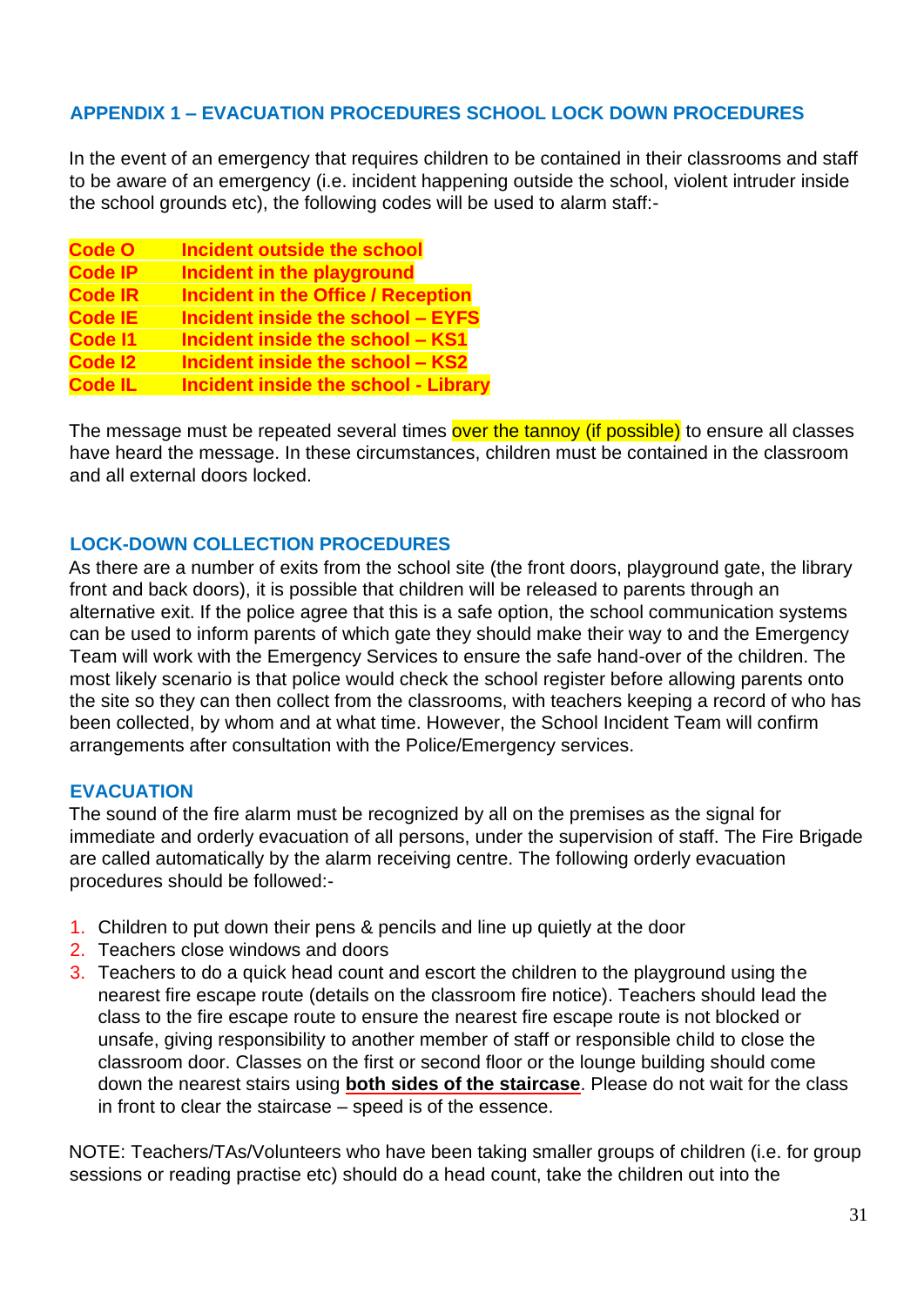## APPENDIX 1 – EVACUATION PROCEDURES SCHOOL LOCK DOWN PROCEDURES

In the event of an emergency that requires children to be contained in their classrooms and staff to be aware of an emergency (i.e. incident happening outside the school, violent intruder inside the school grounds etc), the following codes will be used to alarm staff:-

| | |
|---|---|
| **Code O** | **Incident outside the school** |
| **Code IP** | **Incident in the playground** |
| **Code IR** | **Incident in the Office / Reception** |
| **Code IE** | **Incident inside the school – EYFS** |
| **Code I1** | **Incident inside the school – KS1** |
| **Code I2** | **Incident inside the school – KS2** |
| **Code IL** | **Incident inside the school - Library** |

The message must be repeated several times over the tannoy (if possible) to ensure all classes have heard the message. In these circumstances, children must be contained in the classroom and all external doors locked.

## LOCK-DOWN COLLECTION PROCEDURES

As there are a number of exits from the school site (the front doors, playground gate, the library front and back doors), it is possible that children will be released to parents through an alternative exit. If the police agree that this is a safe option, the school communication systems can be used to inform parents of which gate they should make their way to and the Emergency Team will work with the Emergency Services to ensure the safe hand-over of the children. The most likely scenario is that police would check the school register before allowing parents onto the site so they can then collect from the classrooms, with teachers keeping a record of who has been collected, by whom and at what time. However, the School Incident Team will confirm arrangements after consultation with the Police/Emergency services.

## EVACUATION

The sound of the fire alarm must be recognized by all on the premises as the signal for immediate and orderly evacuation of all persons, under the supervision of staff. The Fire Brigade are called automatically by the alarm receiving centre. The following orderly evacuation procedures should be followed:-

1. Children to put down their pens & pencils and line up quietly at the door
2. Teachers close windows and doors
3. Teachers to do a quick head count and escort the children to the playground using the nearest fire escape route (details on the classroom fire notice). Teachers should lead the class to the fire escape route to ensure the nearest fire escape route is not blocked or unsafe, giving responsibility to another member of staff or responsible child to close the classroom door. Classes on the first or second floor or the lounge building should come down the nearest stairs using **both sides of the staircase**. Please do not wait for the class in front to clear the staircase – speed is of the essence.

NOTE: Teachers/TAs/Volunteers who have been taking smaller groups of children (i.e. for group sessions or reading practise etc) should do a head count, take the children out into the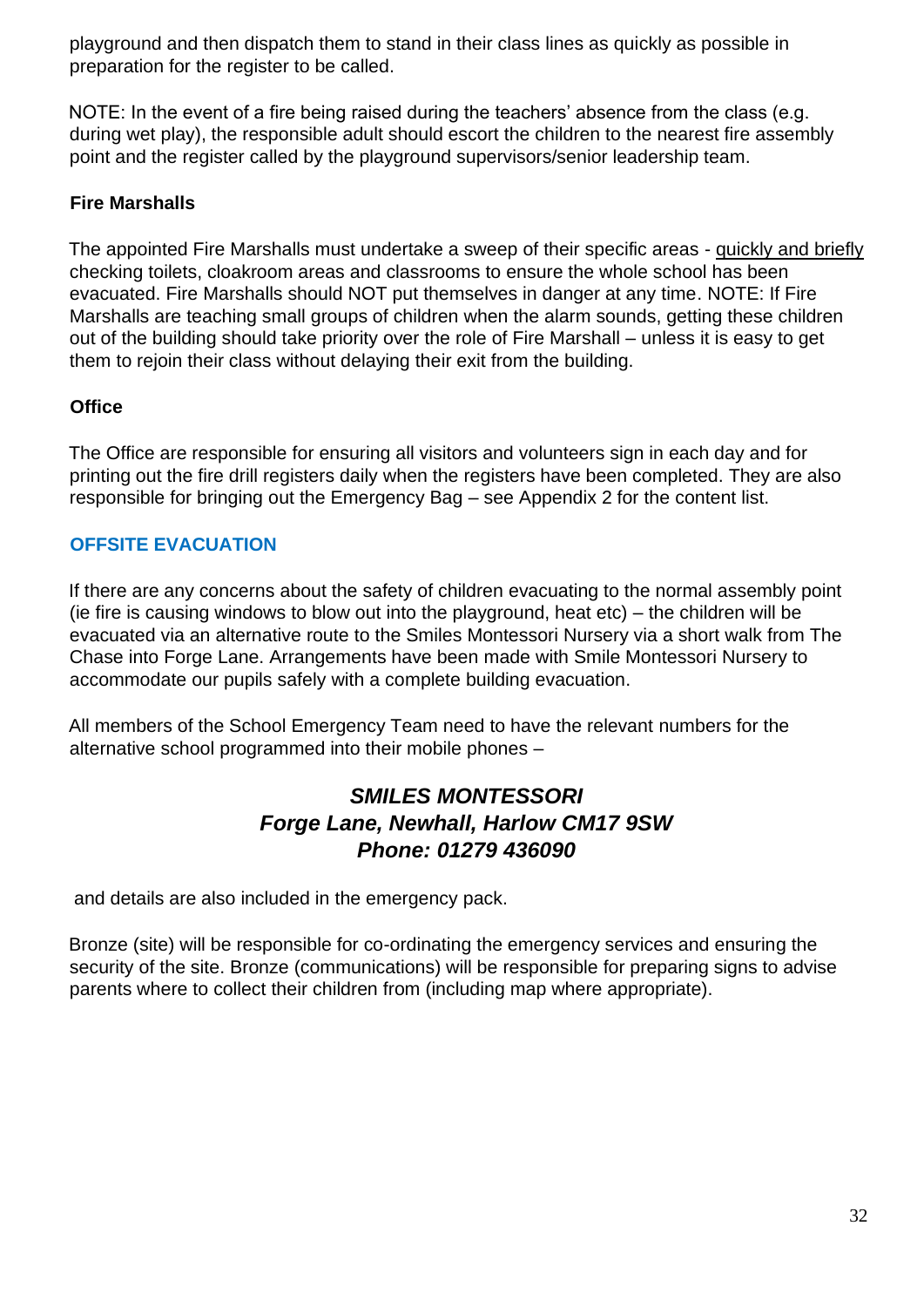playground and then dispatch them to stand in their class lines as quickly as possible in preparation for the register to be called.

NOTE: In the event of a fire being raised during the teachers' absence from the class (e.g. during wet play), the responsible adult should escort the children to the nearest fire assembly point and the register called by the playground supervisors/senior leadership team.

**Fire Marshalls**

The appointed Fire Marshalls must undertake a sweep of their specific areas - quickly and briefly checking toilets, cloakroom areas and classrooms to ensure the whole school has been evacuated. Fire Marshalls should NOT put themselves in danger at any time. NOTE: If Fire Marshalls are teaching small groups of children when the alarm sounds, getting these children out of the building should take priority over the role of Fire Marshall – unless it is easy to get them to rejoin their class without delaying their exit from the building.

**Office**

The Office are responsible for ensuring all visitors and volunteers sign in each day and for printing out the fire drill registers daily when the registers have been completed. They are also responsible for bringing out the Emergency Bag – see Appendix 2 for the content list.

## OFFSITE EVACUATION

If there are any concerns about the safety of children evacuating to the normal assembly point (ie fire is causing windows to blow out into the playground, heat etc) – the children will be evacuated via an alternative route to the Smiles Montessori Nursery via a short walk from The Chase into Forge Lane. Arrangements have been made with Smile Montessori Nursery to accommodate our pupils safely with a complete building evacuation.

All members of the School Emergency Team need to have the relevant numbers for the alternative school programmed into their mobile phones –

***SMILES MONTESSORI***
***Forge Lane, Newhall, Harlow CM17 9SW***
***Phone: 01279 436090***

and details are also included in the emergency pack.

Bronze (site) will be responsible for co-ordinating the emergency services and ensuring the security of the site. Bronze (communications) will be responsible for preparing signs to advise parents where to collect their children from (including map where appropriate).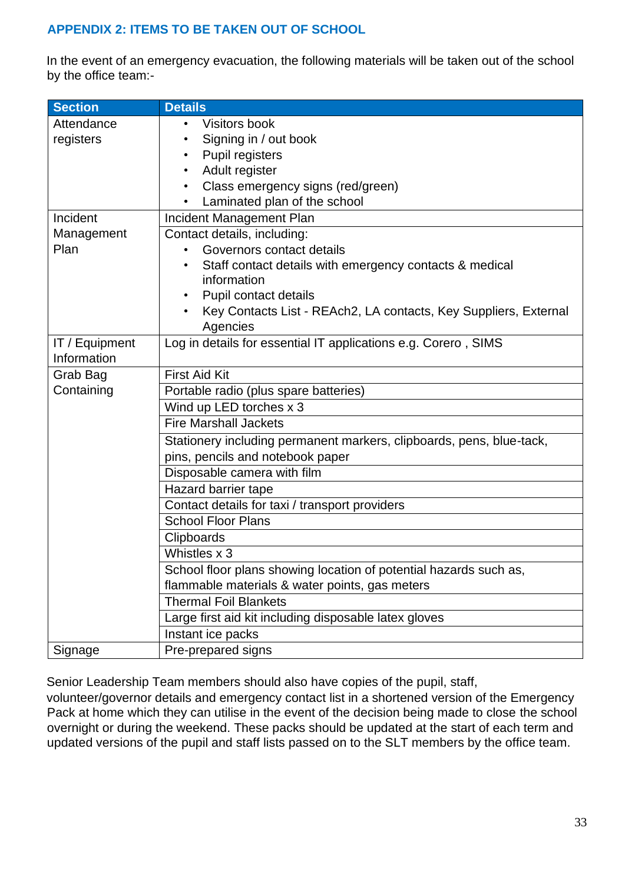## APPENDIX 2: ITEMS TO BE TAKEN OUT OF SCHOOL

In the event of an emergency evacuation, the following materials will be taken out of the school by the office team:-

| Section | Details |
|---|---|
| Attendance registers | • Visitors book<br>• Signing in / out book<br>• Pupil registers<br>• Adult register<br>• Class emergency signs (red/green)<br>• Laminated plan of the school |
| Incident Management Plan | Incident Management Plan |
| | Contact details, including:<br>• Governors contact details<br>• Staff contact details with emergency contacts & medical information<br>• Pupil contact details<br>• Key Contacts List - REAch2, LA contacts, Key Suppliers, External Agencies |
| IT / Equipment Information | Log in details for essential IT applications e.g. Corero , SIMS |
| Grab Bag Containing | First Aid Kit |
| | Portable radio (plus spare batteries) |
| | Wind up LED torches x 3 |
| | Fire Marshall Jackets |
| | Stationery including permanent markers, clipboards, pens, blue-tack, pins, pencils and notebook paper |
| | Disposable camera with film |
| | Hazard barrier tape |
| | Contact details for taxi / transport providers |
| | School Floor Plans |
| | Clipboards |
| | Whistles x 3 |
| | School floor plans showing location of potential hazards such as, flammable materials & water points, gas meters |
| | Thermal Foil Blankets |
| | Large first aid kit including disposable latex gloves |
| | Instant ice packs |
| Signage | Pre-prepared signs |

Senior Leadership Team members should also have copies of the pupil, staff, volunteer/governor details and emergency contact list in a shortened version of the Emergency Pack at home which they can utilise in the event of the decision being made to close the school overnight or during the weekend. These packs should be updated at the start of each term and updated versions of the pupil and staff lists passed on to the SLT members by the office team.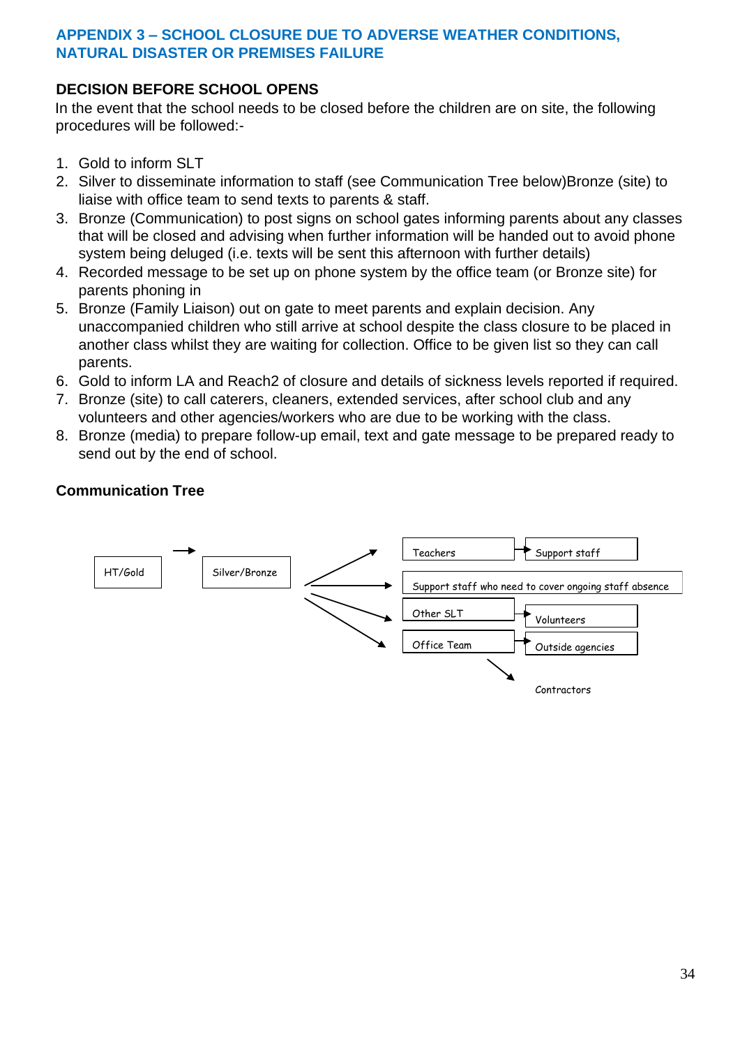## APPENDIX 3 – SCHOOL CLOSURE DUE TO ADVERSE WEATHER CONDITIONS, NATURAL DISASTER OR PREMISES FAILURE

### DECISION BEFORE SCHOOL OPENS

In the event that the school needs to be closed before the children are on site, the following procedures will be followed:-

1. Gold to inform SLT
2. Silver to disseminate information to staff (see Communication Tree below)Bronze (site) to liaise with office team to send texts to parents & staff.
3. Bronze (Communication) to post signs on school gates informing parents about any classes that will be closed and advising when further information will be handed out to avoid phone system being deluged (i.e. texts will be sent this afternoon with further details)
4. Recorded message to be set up on phone system by the office team (or Bronze site) for parents phoning in
5. Bronze (Family Liaison) out on gate to meet parents and explain decision. Any unaccompanied children who still arrive at school despite the class closure to be placed in another class whilst they are waiting for collection. Office to be given list so they can call parents.
6. Gold to inform LA and Reach2 of closure and details of sickness levels reported if required.
7. Bronze (site) to call caterers, cleaners, extended services, after school club and any volunteers and other agencies/workers who are due to be working with the class.
8. Bronze (media) to prepare follow-up email, text and gate message to be prepared ready to send out by the end of school.

### Communication Tree

HT/Gold → Silver/Bronze

Silver/Bronze → Teachers → Support staff

Silver/Bronze → Support staff who need to cover ongoing staff absence

Silver/Bronze → Other SLT → Volunteers

Silver/Bronze → Office Team → Outside agencies

Office Team → Contractors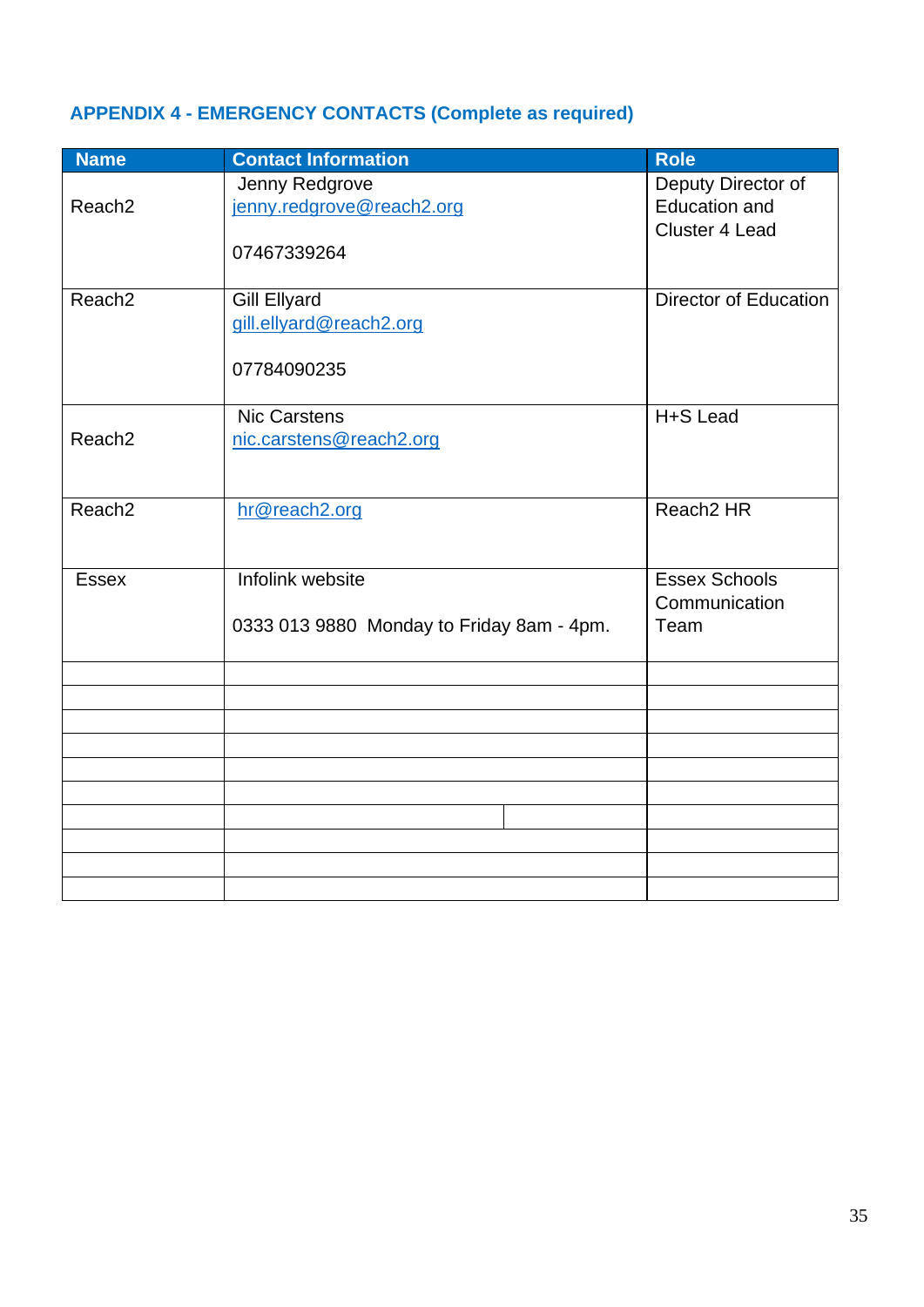## APPENDIX 4 - EMERGENCY CONTACTS (Complete as required)

| Name | Contact Information | Role |
|---|---|---|
| Reach2 | Jenny Redgrove<br>jenny.redgrove@reach2.org<br><br>07467339264 | Deputy Director of Education and Cluster 4 Lead |
| Reach2 | Gill Ellyard<br>gill.ellyard@reach2.org<br><br>07784090235 | Director of Education |
| Reach2 | Nic Carstens<br>nic.carstens@reach2.org | H+S Lead |
| Reach2 | hr@reach2.org | Reach2 HR |
| Essex | Infolink website<br><br>0333 013 9880 Monday to Friday 8am - 4pm. | Essex Schools Communication Team |
| | | |
| | | |
| | | |
| | | |
| | | |
| | | |
| | | |
| | | |
| | | |
| | | |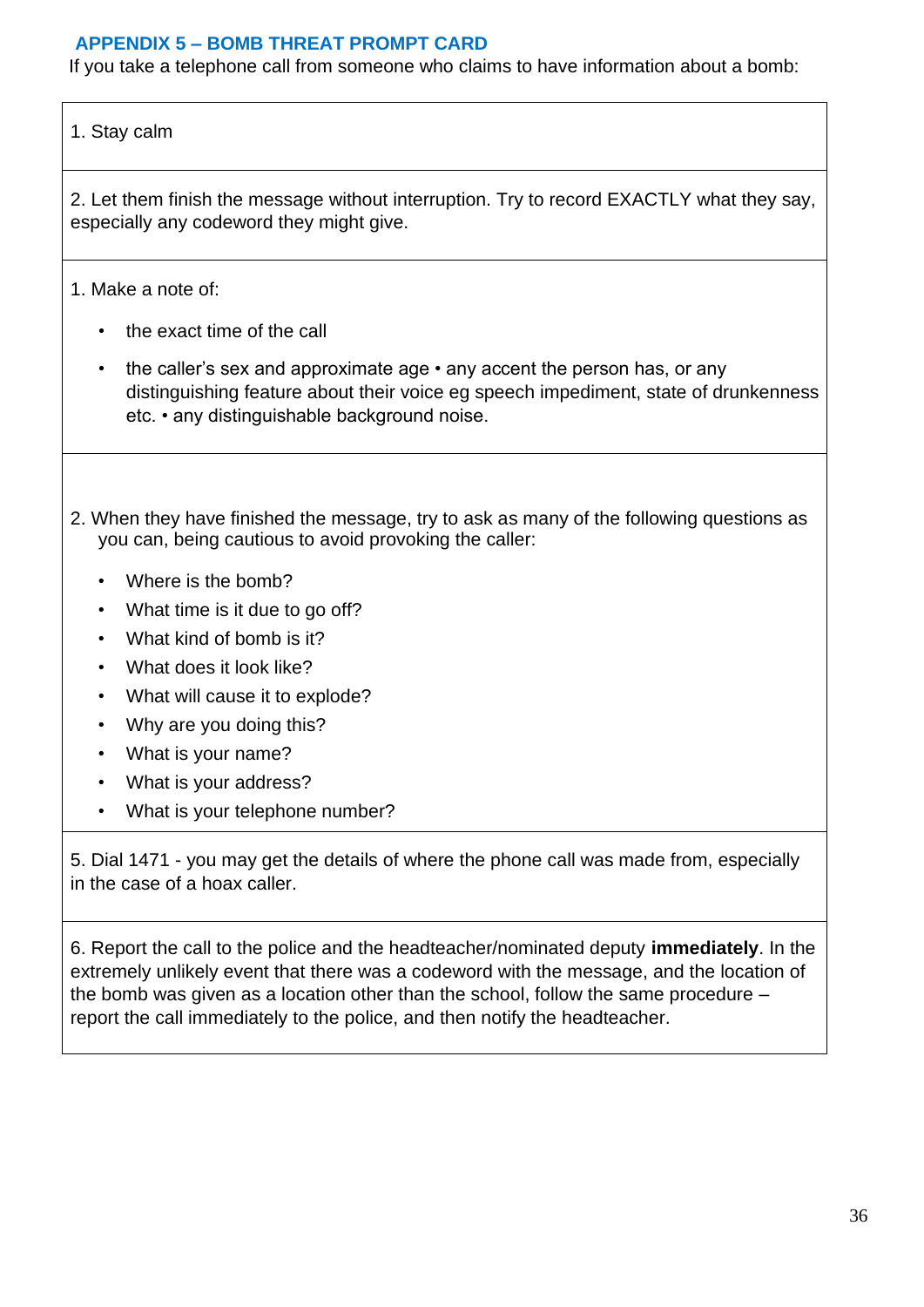## APPENDIX 5 – BOMB THREAT PROMPT CARD

If you take a telephone call from someone who claims to have information about a bomb:

1. Stay calm

2. Let them finish the message without interruption. Try to record EXACTLY what they say, especially any codeword they might give.

1. Make a note of:

   - the exact time of the call
   - the caller's sex and approximate age • any accent the person has, or any distinguishing feature about their voice eg speech impediment, state of drunkenness etc. • any distinguishable background noise.

2. When they have finished the message, try to ask as many of the following questions as you can, being cautious to avoid provoking the caller:

   - Where is the bomb?
   - What time is it due to go off?
   - What kind of bomb is it?
   - What does it look like?
   - What will cause it to explode?
   - Why are you doing this?
   - What is your name?
   - What is your address?
   - What is your telephone number?

5. Dial 1471 - you may get the details of where the phone call was made from, especially in the case of a hoax caller.

6. Report the call to the police and the headteacher/nominated deputy **immediately**. In the extremely unlikely event that there was a codeword with the message, and the location of the bomb was given as a location other than the school, follow the same procedure – report the call immediately to the police, and then notify the headteacher.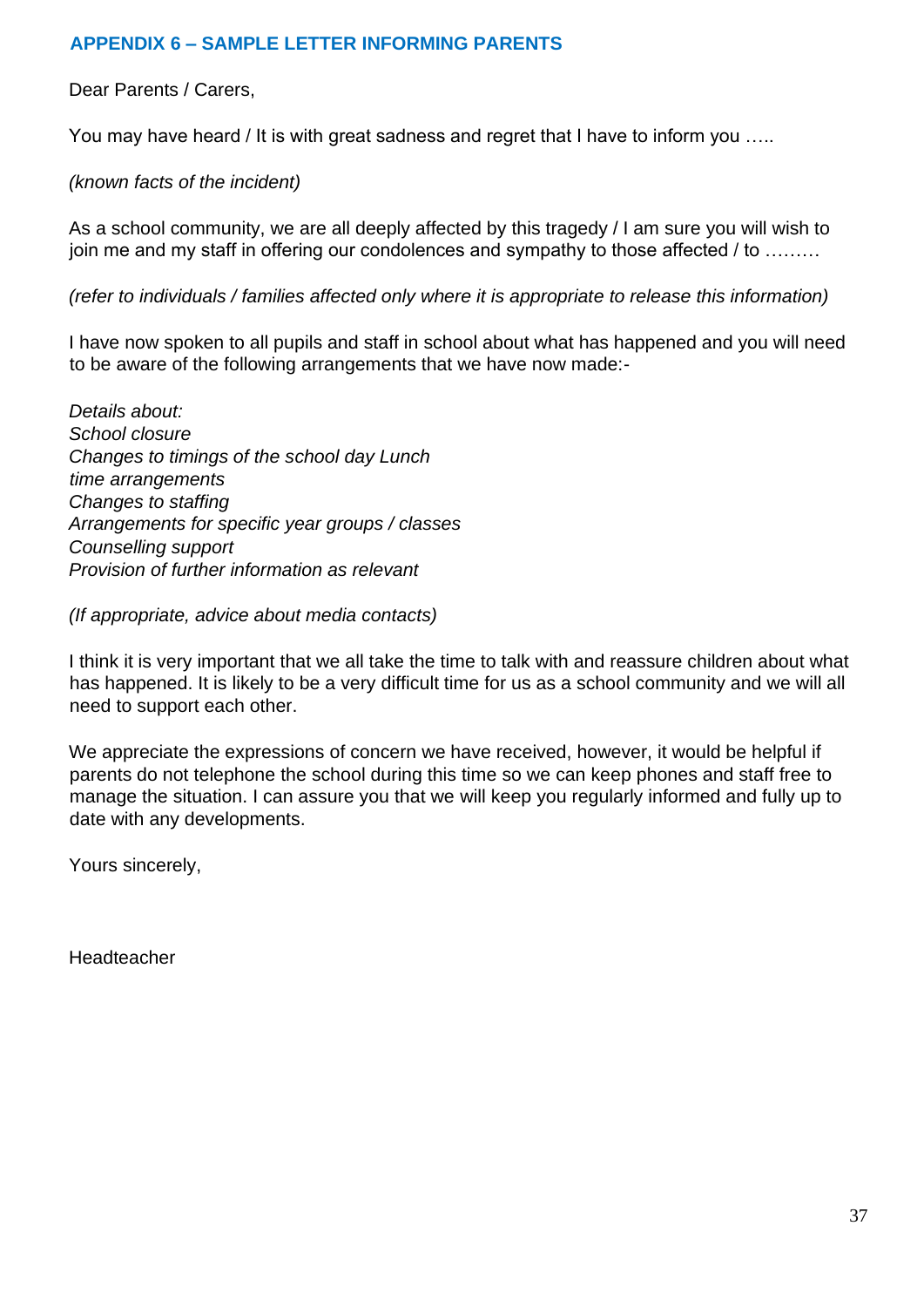## APPENDIX 6 – SAMPLE LETTER INFORMING PARENTS

Dear Parents / Carers,

You may have heard / It is with great sadness and regret that I have to inform you …..

*(known facts of the incident)*

As a school community, we are all deeply affected by this tragedy / I am sure you will wish to join me and my staff in offering our condolences and sympathy to those affected / to ………

*(refer to individuals / families affected only where it is appropriate to release this information)*

I have now spoken to all pupils and staff in school about what has happened and you will need to be aware of the following arrangements that we have now made:-

*Details about:*
*School closure*
*Changes to timings of the school day Lunch time arrangements*
*Changes to staffing*
*Arrangements for specific year groups / classes*
*Counselling support*
*Provision of further information as relevant*

*(If appropriate, advice about media contacts)*

I think it is very important that we all take the time to talk with and reassure children about what has happened. It is likely to be a very difficult time for us as a school community and we will all need to support each other.

We appreciate the expressions of concern we have received, however, it would be helpful if parents do not telephone the school during this time so we can keep phones and staff free to manage the situation. I can assure you that we will keep you regularly informed and fully up to date with any developments.

Yours sincerely,

Headteacher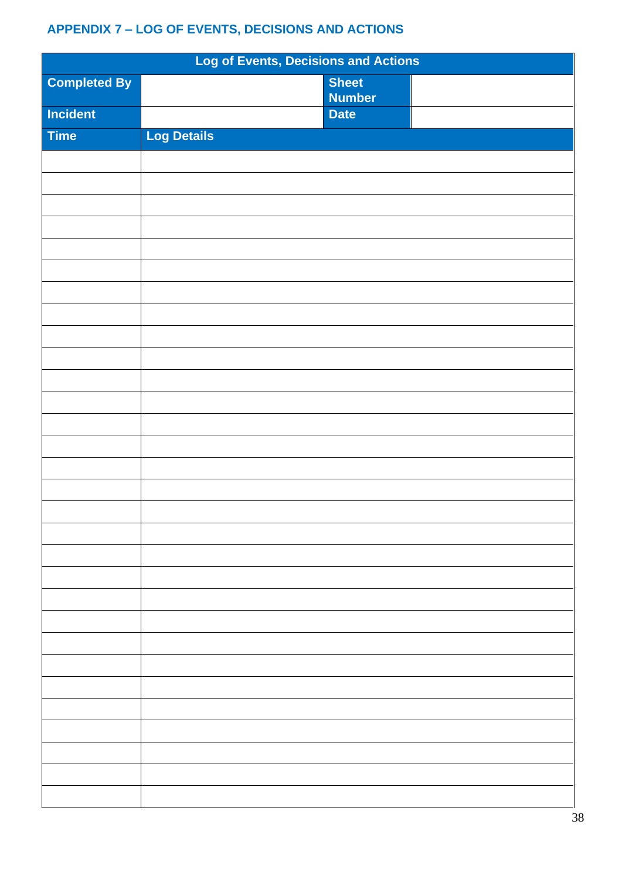## APPENDIX 7 – LOG OF EVENTS, DECISIONS AND ACTIONS

| Log of Events, Decisions and Actions | | | |
|---|---|---|---|
| **Completed By** | | **Sheet Number** | |
| **Incident** | | **Date** | |
| **Time** | **Log Details** | | |
| | | | |
| | | | |
| | | | |
| | | | |
| | | | |
| | | | |
| | | | |
| | | | |
| | | | |
| | | | |
| | | | |
| | | | |
| | | | |
| | | | |
| | | | |
| | | | |
| | | | |
| | | | |
| | | | |
| | | | |
| | | | |
| | | | |
| | | | |
| | | | |
| | | | |
| | | | |
| | | | |
| | | | |
| | | | |
| | | | |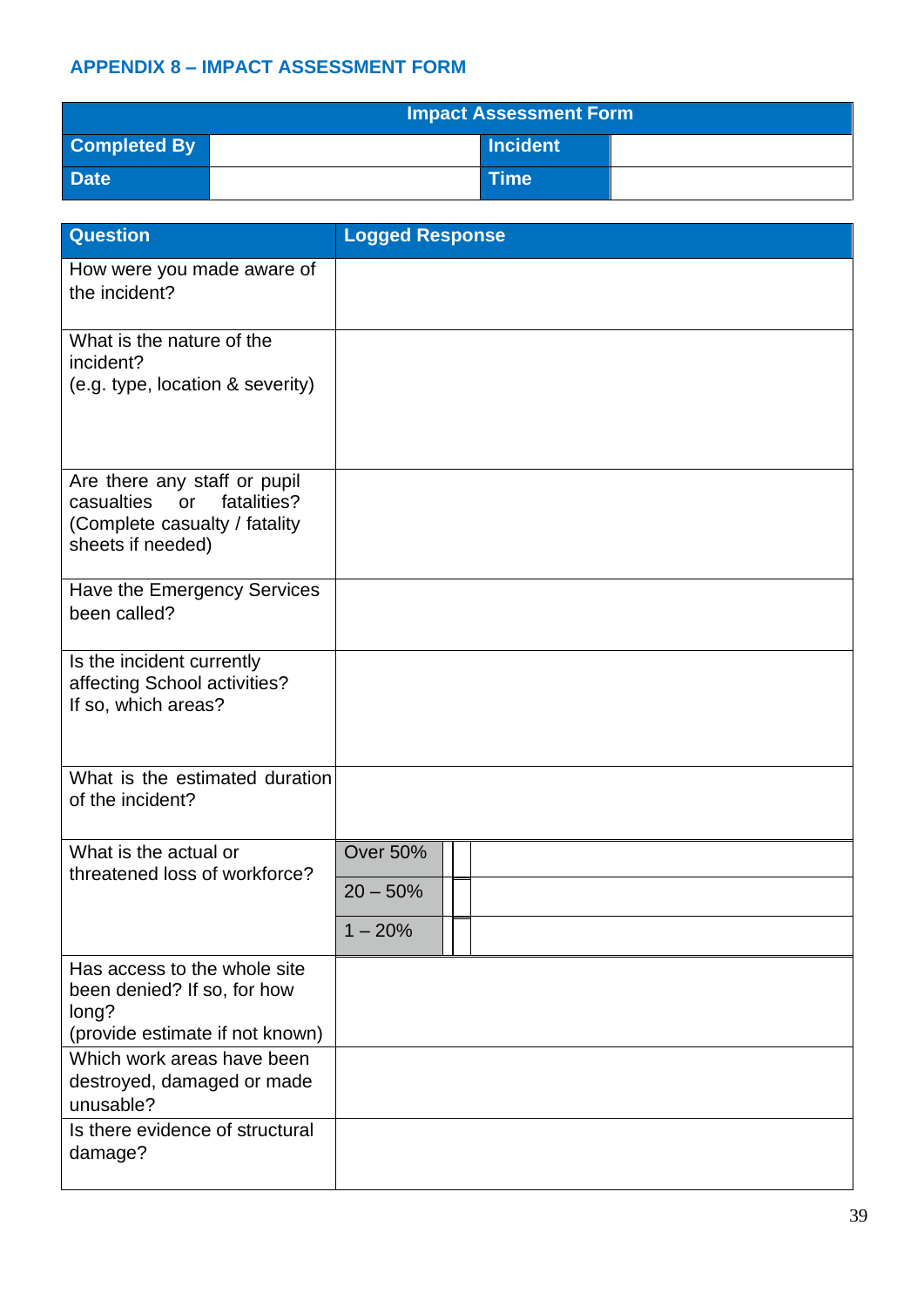### APPENDIX 8 – IMPACT ASSESSMENT FORM

| Impact Assessment Form | | | |
|---|---|---|---|
| **Completed By** | | **Incident** | |
| **Date** | | **Time** | |

| Question | Logged Response | | |
|---|---|---|---|
| How were you made aware of the incident? | | | |
| What is the nature of the incident? (e.g. type, location & severity) | | | |
| Are there any staff or pupil casualties or fatalities? (Complete casualty / fatality sheets if needed) | | | |
| Have the Emergency Services been called? | | | |
| Is the incident currently affecting School activities? If so, which areas? | | | |
| What is the estimated duration of the incident? | | | |
| What is the actual or threatened loss of workforce? | Over 50% | | |
| | 20 – 50% | | |
| | 1 – 20% | | |
| Has access to the whole site been denied? If so, for how long? (provide estimate if not known) | | | |
| Which work areas have been destroyed, damaged or made unusable? | | | |
| Is there evidence of structural damage? | | | |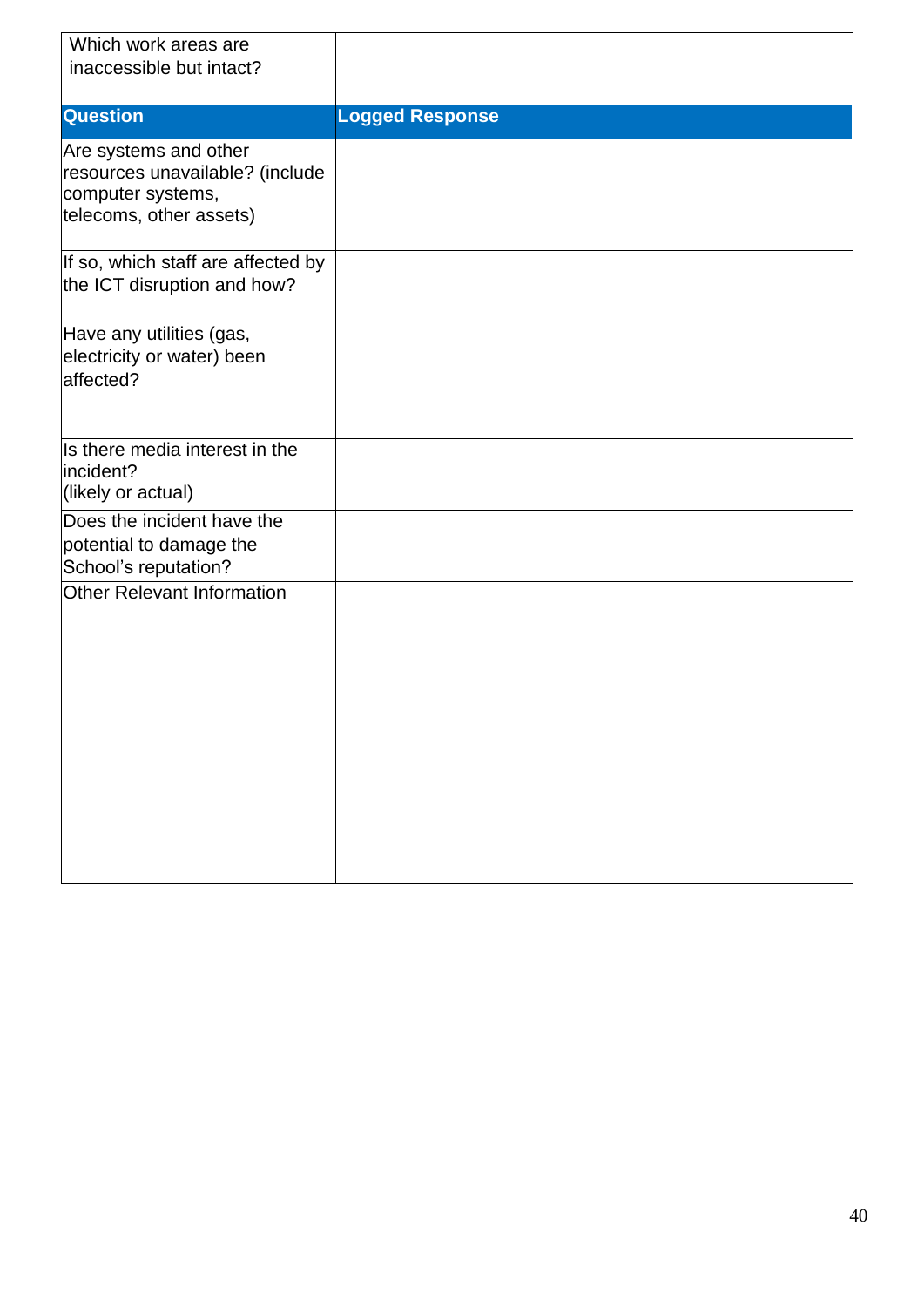| | |
|---|---|
| Which work areas are inaccessible but intact? | |
| **Question** | **Logged Response** |
| Are systems and other resources unavailable? (include computer systems, telecoms, other assets) | |
| If so, which staff are affected by the ICT disruption and how? | |
| Have any utilities (gas, electricity or water) been affected? | |
| Is there media interest in the incident? (likely or actual) | |
| Does the incident have the potential to damage the School's reputation? | |
| Other Relevant Information | |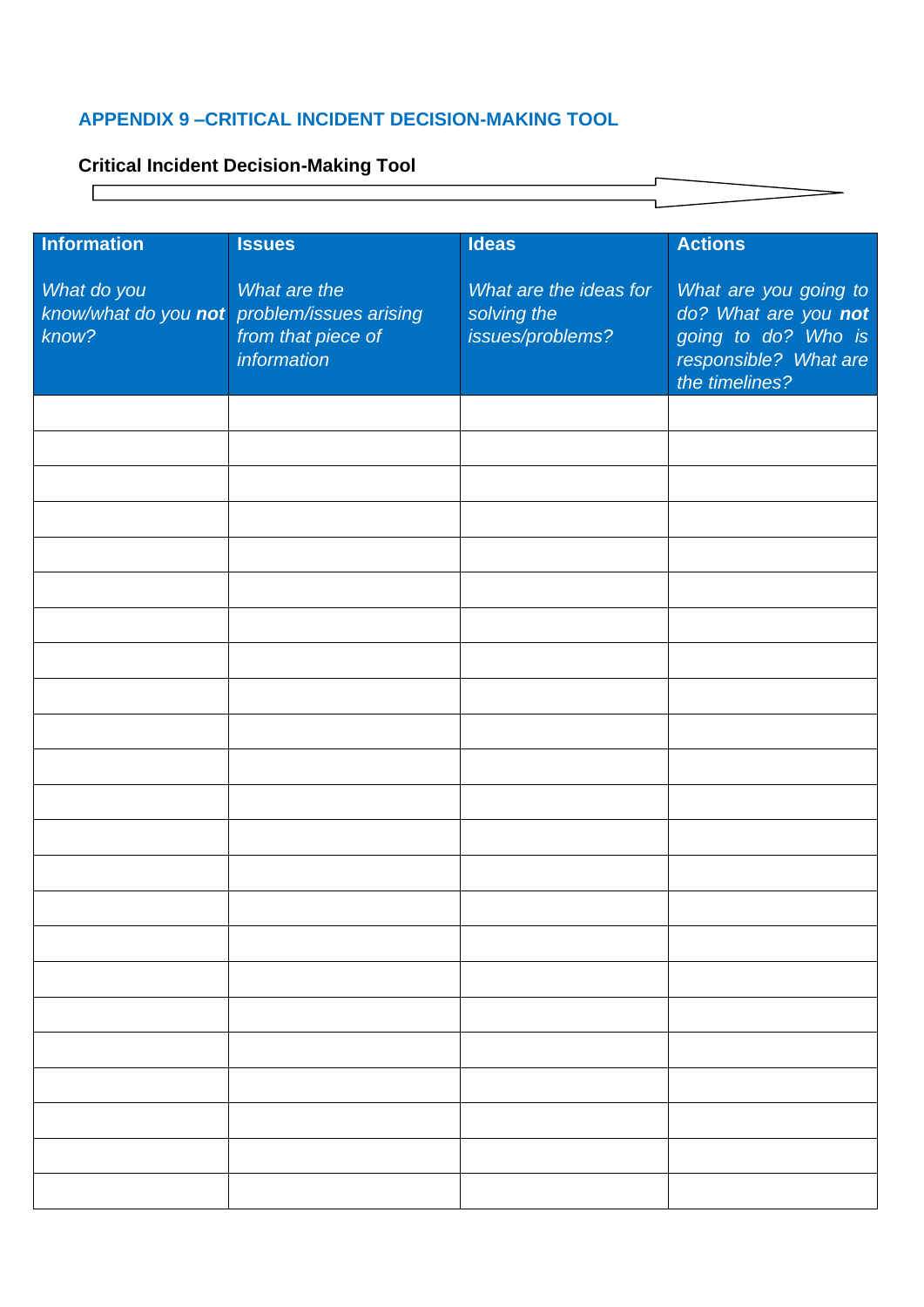## APPENDIX 9 –CRITICAL INCIDENT DECISION-MAKING TOOL

**Critical Incident Decision-Making Tool**

| **Information**<br><br>*What do you know/what do you **not** know?* | **Issues**<br><br>*What are the problem/issues arising from that piece of information* | **Ideas**<br><br>*What are the ideas for solving the issues/problems?* | **Actions**<br><br>*What are you going to do? What are you **not** going to do? Who is responsible? What are the timelines?* |
|---|---|---|---|
| | | | |
| | | | |
| | | | |
| | | | |
| | | | |
| | | | |
| | | | |
| | | | |
| | | | |
| | | | |
| | | | |
| | | | |
| | | | |
| | | | |
| | | | |
| | | | |
| | | | |
| | | | |
| | | | |
| | | | |
| | | | |
| | | | |
| | | | |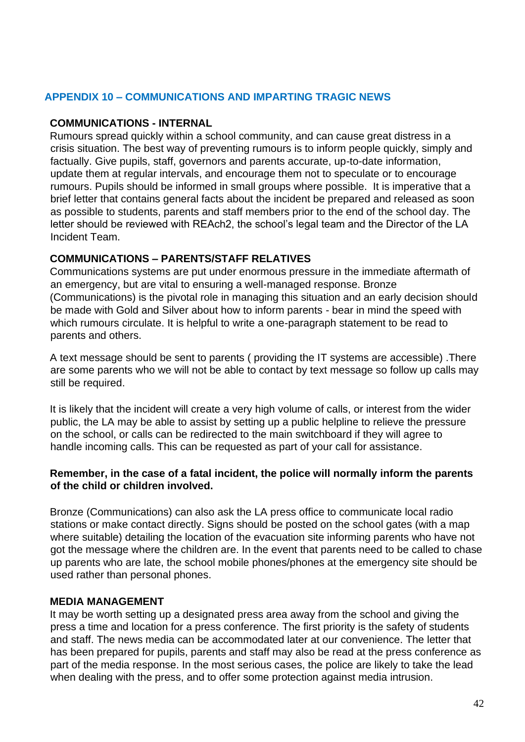## APPENDIX 10 – COMMUNICATIONS AND IMPARTING TRAGIC NEWS

### COMMUNICATIONS - INTERNAL

Rumours spread quickly within a school community, and can cause great distress in a crisis situation. The best way of preventing rumours is to inform people quickly, simply and factually. Give pupils, staff, governors and parents accurate, up-to-date information, update them at regular intervals, and encourage them not to speculate or to encourage rumours. Pupils should be informed in small groups where possible. It is imperative that a brief letter that contains general facts about the incident be prepared and released as soon as possible to students, parents and staff members prior to the end of the school day. The letter should be reviewed with REAch2, the school's legal team and the Director of the LA Incident Team.

### COMMUNICATIONS – PARENTS/STAFF RELATIVES

Communications systems are put under enormous pressure in the immediate aftermath of an emergency, but are vital to ensuring a well-managed response. Bronze (Communications) is the pivotal role in managing this situation and an early decision should be made with Gold and Silver about how to inform parents - bear in mind the speed with which rumours circulate. It is helpful to write a one-paragraph statement to be read to parents and others.

A text message should be sent to parents ( providing the IT systems are accessible) .There are some parents who we will not be able to contact by text message so follow up calls may still be required.

It is likely that the incident will create a very high volume of calls, or interest from the wider public, the LA may be able to assist by setting up a public helpline to relieve the pressure on the school, or calls can be redirected to the main switchboard if they will agree to handle incoming calls. This can be requested as part of your call for assistance.

**Remember, in the case of a fatal incident, the police will normally inform the parents of the child or children involved.**

Bronze (Communications) can also ask the LA press office to communicate local radio stations or make contact directly. Signs should be posted on the school gates (with a map where suitable) detailing the location of the evacuation site informing parents who have not got the message where the children are. In the event that parents need to be called to chase up parents who are late, the school mobile phones/phones at the emergency site should be used rather than personal phones.

### MEDIA MANAGEMENT

It may be worth setting up a designated press area away from the school and giving the press a time and location for a press conference. The first priority is the safety of students and staff. The news media can be accommodated later at our convenience. The letter that has been prepared for pupils, parents and staff may also be read at the press conference as part of the media response. In the most serious cases, the police are likely to take the lead when dealing with the press, and to offer some protection against media intrusion.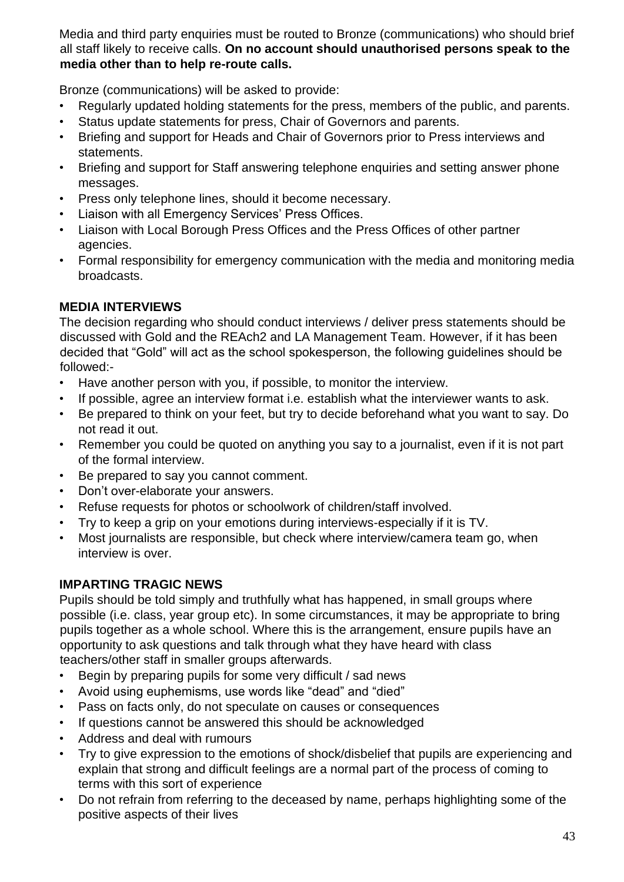Media and third party enquiries must be routed to Bronze (communications) who should brief all staff likely to receive calls. **On no account should unauthorised persons speak to the media other than to help re-route calls.**

Bronze (communications) will be asked to provide:

- Regularly updated holding statements for the press, members of the public, and parents.
- Status update statements for press, Chair of Governors and parents.
- Briefing and support for Heads and Chair of Governors prior to Press interviews and statements.
- Briefing and support for Staff answering telephone enquiries and setting answer phone messages.
- Press only telephone lines, should it become necessary.
- Liaison with all Emergency Services' Press Offices.
- Liaison with Local Borough Press Offices and the Press Offices of other partner agencies.
- Formal responsibility for emergency communication with the media and monitoring media broadcasts.

## MEDIA INTERVIEWS

The decision regarding who should conduct interviews / deliver press statements should be discussed with Gold and the REAch2 and LA Management Team. However, if it has been decided that "Gold" will act as the school spokesperson, the following guidelines should be followed:-

- Have another person with you, if possible, to monitor the interview.
- If possible, agree an interview format i.e. establish what the interviewer wants to ask.
- Be prepared to think on your feet, but try to decide beforehand what you want to say. Do not read it out.
- Remember you could be quoted on anything you say to a journalist, even if it is not part of the formal interview.
- Be prepared to say you cannot comment.
- Don't over-elaborate your answers.
- Refuse requests for photos or schoolwork of children/staff involved.
- Try to keep a grip on your emotions during interviews-especially if it is TV.
- Most journalists are responsible, but check where interview/camera team go, when interview is over.

## IMPARTING TRAGIC NEWS

Pupils should be told simply and truthfully what has happened, in small groups where possible (i.e. class, year group etc). In some circumstances, it may be appropriate to bring pupils together as a whole school. Where this is the arrangement, ensure pupils have an opportunity to ask questions and talk through what they have heard with class teachers/other staff in smaller groups afterwards.

- Begin by preparing pupils for some very difficult / sad news
- Avoid using euphemisms, use words like "dead" and "died"
- Pass on facts only, do not speculate on causes or consequences
- If questions cannot be answered this should be acknowledged
- Address and deal with rumours
- Try to give expression to the emotions of shock/disbelief that pupils are experiencing and explain that strong and difficult feelings are a normal part of the process of coming to terms with this sort of experience
- Do not refrain from referring to the deceased by name, perhaps highlighting some of the positive aspects of their lives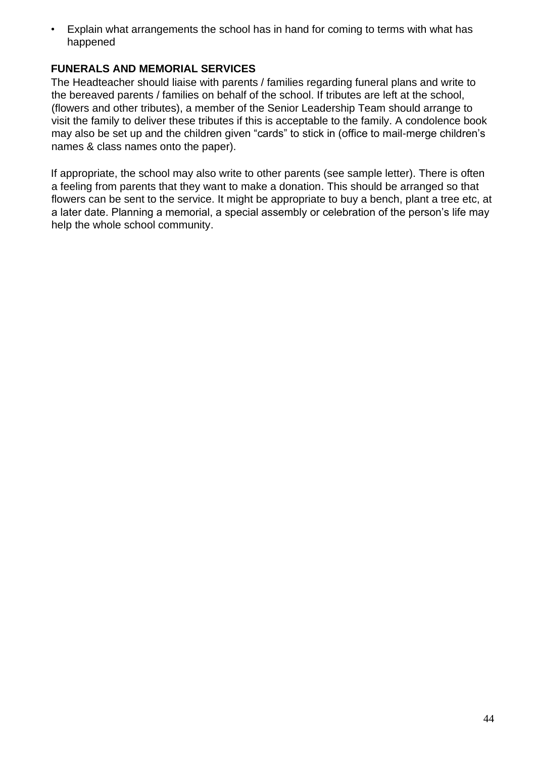- Explain what arrangements the school has in hand for coming to terms with what has happened

**FUNERALS AND MEMORIAL SERVICES**

The Headteacher should liaise with parents / families regarding funeral plans and write to the bereaved parents / families on behalf of the school. If tributes are left at the school, (flowers and other tributes), a member of the Senior Leadership Team should arrange to visit the family to deliver these tributes if this is acceptable to the family. A condolence book may also be set up and the children given "cards" to stick in (office to mail-merge children's names & class names onto the paper).

If appropriate, the school may also write to other parents (see sample letter). There is often a feeling from parents that they want to make a donation. This should be arranged so that flowers can be sent to the service. It might be appropriate to buy a bench, plant a tree etc, at a later date. Planning a memorial, a special assembly or celebration of the person's life may help the whole school community.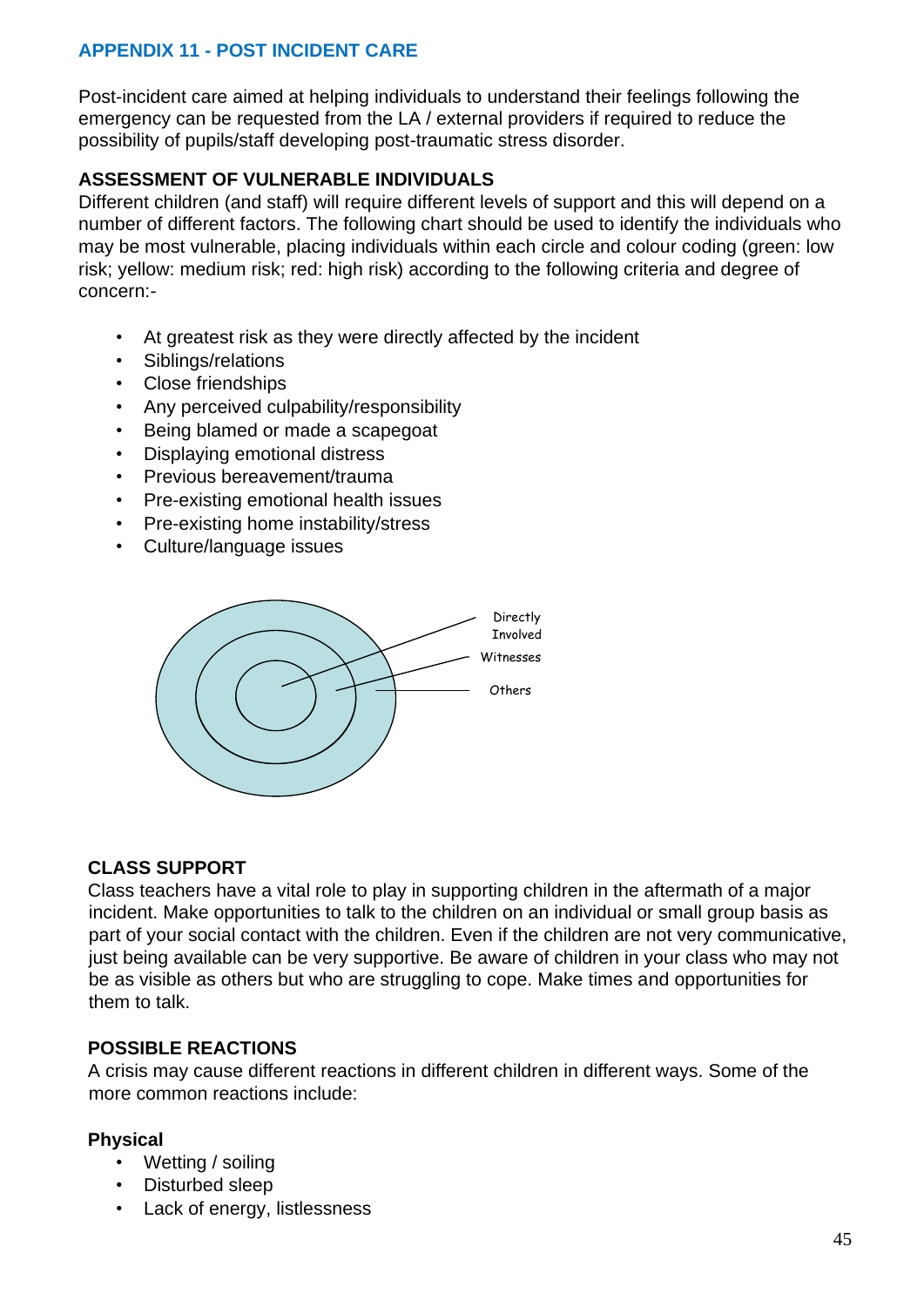## APPENDIX 11 - POST INCIDENT CARE

Post-incident care aimed at helping individuals to understand their feelings following the emergency can be requested from the LA / external providers if required to reduce the possibility of pupils/staff developing post-traumatic stress disorder.

### ASSESSMENT OF VULNERABLE INDIVIDUALS

Different children (and staff) will require different levels of support and this will depend on a number of different factors. The following chart should be used to identify the individuals who may be most vulnerable, placing individuals within each circle and colour coding (green: low risk; yellow: medium risk; red: high risk) according to the following criteria and degree of concern:-

- At greatest risk as they were directly affected by the incident
- Siblings/relations
- Close friendships
- Any perceived culpability/responsibility
- Being blamed or made a scapegoat
- Displaying emotional distress
- Previous bereavement/trauma
- Pre-existing emotional health issues
- Pre-existing home instability/stress
- Culture/language issues

Directly Involved

Witnesses

Others

### CLASS SUPPORT

Class teachers have a vital role to play in supporting children in the aftermath of a major incident. Make opportunities to talk to the children on an individual or small group basis as part of your social contact with the children. Even if the children are not very communicative, just being available can be very supportive. Be aware of children in your class who may not be as visible as others but who are struggling to cope. Make times and opportunities for them to talk.

### POSSIBLE REACTIONS

A crisis may cause different reactions in different children in different ways. Some of the more common reactions include:

**Physical**

- Wetting / soiling
- Disturbed sleep
- Lack of energy, listlessness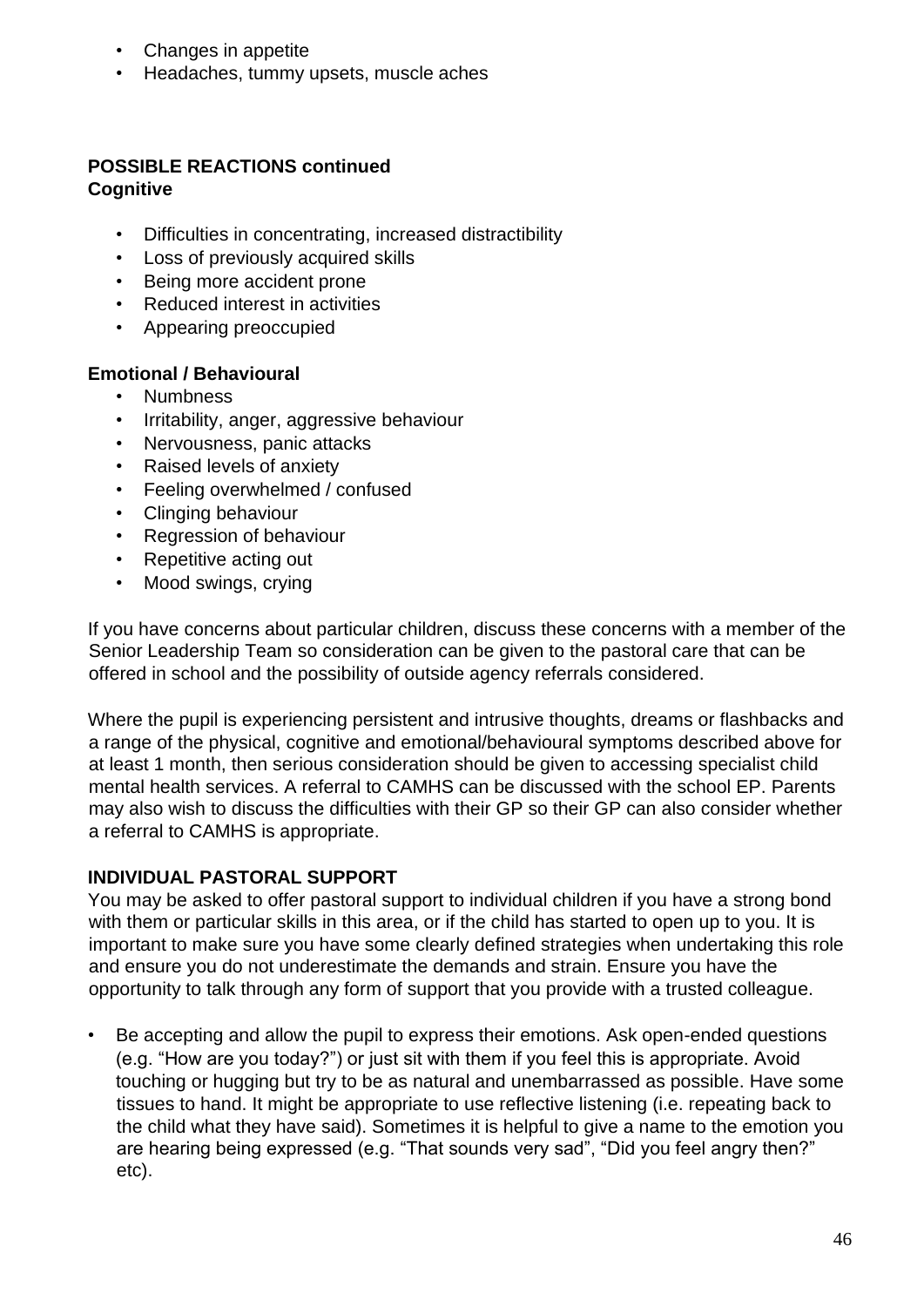- Changes in appetite
- Headaches, tummy upsets, muscle aches

**POSSIBLE REACTIONS continued**
**Cognitive**

- Difficulties in concentrating, increased distractibility
- Loss of previously acquired skills
- Being more accident prone
- Reduced interest in activities
- Appearing preoccupied

**Emotional / Behavioural**

- Numbness
- Irritability, anger, aggressive behaviour
- Nervousness, panic attacks
- Raised levels of anxiety
- Feeling overwhelmed / confused
- Clinging behaviour
- Regression of behaviour
- Repetitive acting out
- Mood swings, crying

If you have concerns about particular children, discuss these concerns with a member of the Senior Leadership Team so consideration can be given to the pastoral care that can be offered in school and the possibility of outside agency referrals considered.

Where the pupil is experiencing persistent and intrusive thoughts, dreams or flashbacks and a range of the physical, cognitive and emotional/behavioural symptoms described above for at least 1 month, then serious consideration should be given to accessing specialist child mental health services. A referral to CAMHS can be discussed with the school EP. Parents may also wish to discuss the difficulties with their GP so their GP can also consider whether a referral to CAMHS is appropriate.

**INDIVIDUAL PASTORAL SUPPORT**

You may be asked to offer pastoral support to individual children if you have a strong bond with them or particular skills in this area, or if the child has started to open up to you. It is important to make sure you have some clearly defined strategies when undertaking this role and ensure you do not underestimate the demands and strain. Ensure you have the opportunity to talk through any form of support that you provide with a trusted colleague.

- Be accepting and allow the pupil to express their emotions. Ask open-ended questions (e.g. "How are you today?") or just sit with them if you feel this is appropriate. Avoid touching or hugging but try to be as natural and unembarrassed as possible. Have some tissues to hand. It might be appropriate to use reflective listening (i.e. repeating back to the child what they have said). Sometimes it is helpful to give a name to the emotion you are hearing being expressed (e.g. "That sounds very sad", "Did you feel angry then?" etc).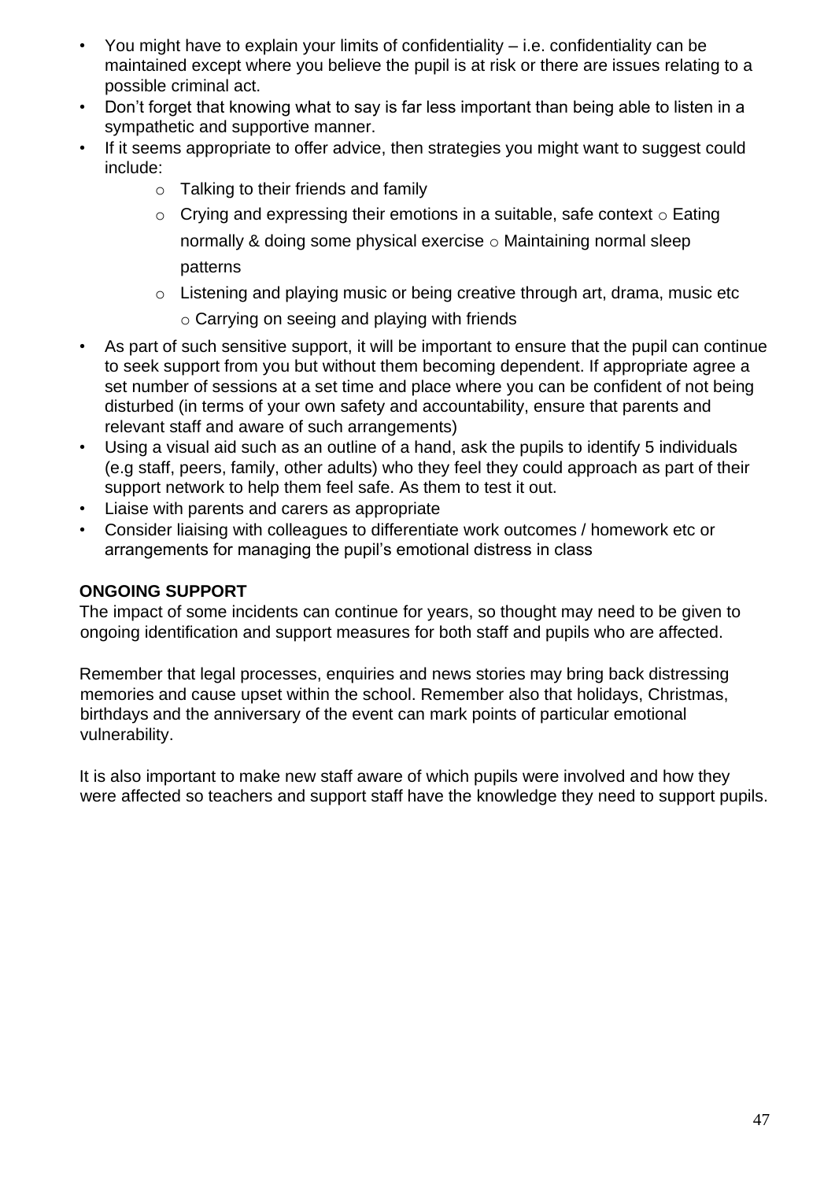- You might have to explain your limits of confidentiality – i.e. confidentiality can be maintained except where you believe the pupil is at risk or there are issues relating to a possible criminal act.
- Don't forget that knowing what to say is far less important than being able to listen in a sympathetic and supportive manner.
- If it seems appropriate to offer advice, then strategies you might want to suggest could include:
  - Talking to their friends and family
  - Crying and expressing their emotions in a suitable, safe context
  - Eating normally & doing some physical exercise
  - Maintaining normal sleep patterns
  - Listening and playing music or being creative through art, drama, music etc
  - Carrying on seeing and playing with friends
- As part of such sensitive support, it will be important to ensure that the pupil can continue to seek support from you but without them becoming dependent. If appropriate agree a set number of sessions at a set time and place where you can be confident of not being disturbed (in terms of your own safety and accountability, ensure that parents and relevant staff and aware of such arrangements)
- Using a visual aid such as an outline of a hand, ask the pupils to identify 5 individuals (e.g staff, peers, family, other adults) who they feel they could approach as part of their support network to help them feel safe. As them to test it out.
- Liaise with parents and carers as appropriate
- Consider liaising with colleagues to differentiate work outcomes / homework etc or arrangements for managing the pupil's emotional distress in class

**ONGOING SUPPORT**

The impact of some incidents can continue for years, so thought may need to be given to ongoing identification and support measures for both staff and pupils who are affected.

Remember that legal processes, enquiries and news stories may bring back distressing memories and cause upset within the school. Remember also that holidays, Christmas, birthdays and the anniversary of the event can mark points of particular emotional vulnerability.

It is also important to make new staff aware of which pupils were involved and how they were affected so teachers and support staff have the knowledge they need to support pupils.